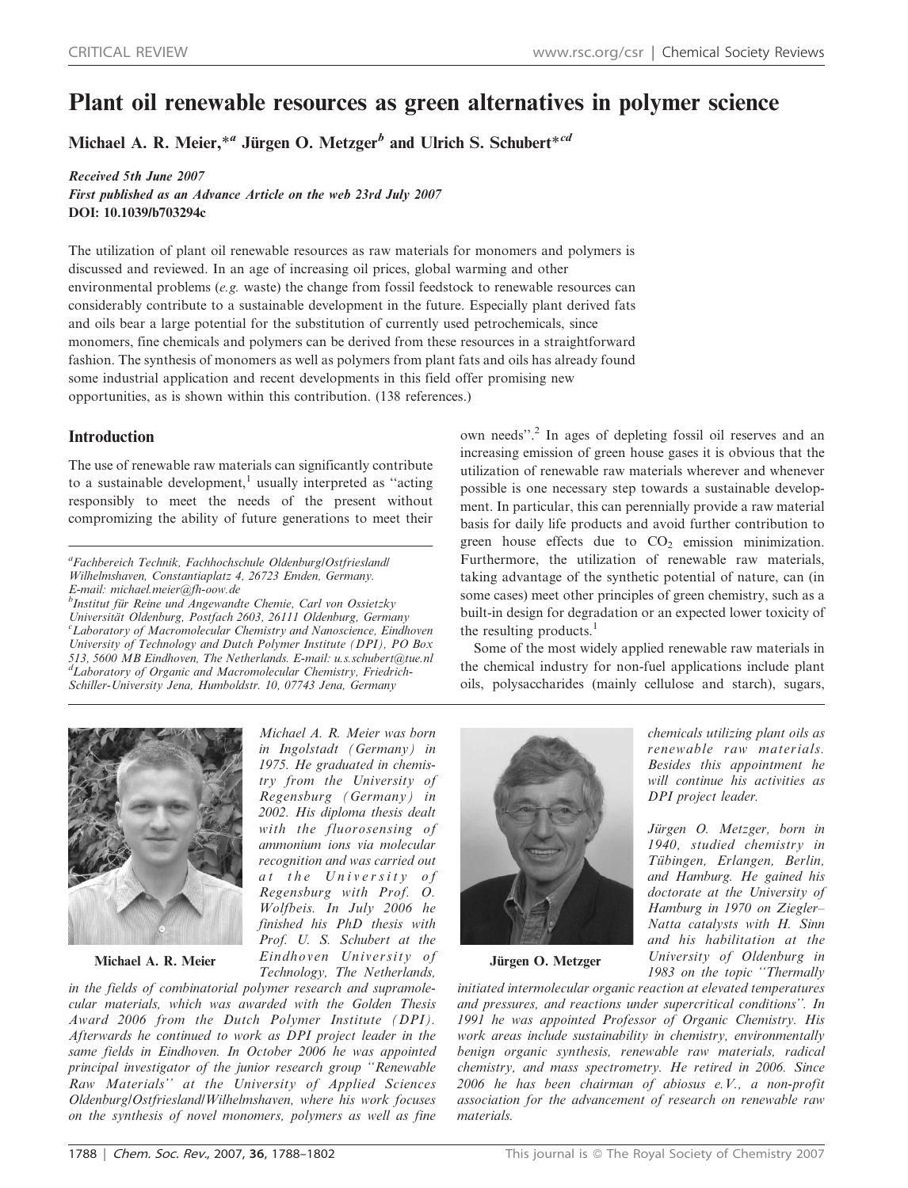# Plant oil renewable resources as green alternatives in polymer science

**Michael A. R. Meier,\*[a] Jürgen O. Metzger[b] and Ulrich S. Schubert\*[cd]**

***Received 5th June 2007***
***First published as an Advance Article on the web 23rd July 2007***
**DOI: 10.1039/b703294c**

The utilization of plant oil renewable resources as raw materials for monomers and polymers is discussed and reviewed. In an age of increasing oil prices, global warming and other environmental problems (*e.g.* waste) the change from fossil feedstock to renewable resources can considerably contribute to a sustainable development in the future. Especially plant derived fats and oils bear a large potential for the substitution of currently used petrochemicals, since monomers, fine chemicals and polymers can be derived from these resources in a straightforward fashion. The synthesis of monomers as well as polymers from plant fats and oils has already found some industrial application and recent developments in this field offer promising new opportunities, as is shown within this contribution. (138 references.)

## Introduction

The use of renewable raw materials can significantly contribute to a sustainable development,[1] usually interpreted as "acting responsibly to meet the needs of the present without compromizing the ability of future generations to meet their own needs".[2] In ages of depleting fossil oil reserves and an increasing emission of green house gases it is obvious that the utilization of renewable raw materials wherever and whenever possible is one necessary step towards a sustainable development. In particular, this can perennially provide a raw material basis for daily life products and avoid further contribution to green house effects due to $CO_2$ emission minimization. Furthermore, the utilization of renewable raw materials, taking advantage of the synthetic potential of nature, can (in some cases) meet other principles of green chemistry, such as a built-in design for degradation or an expected lower toxicity of the resulting products.[1]

Some of the most widely applied renewable raw materials in the chemical industry for non-fuel applications include plant oils, polysaccharides (mainly cellulose and starch), sugars,

[a]Fachbereich Technik, Fachhochschule Oldenburg/Ostfriesland/Wilhelmshaven, Constantiaplatz 4, 26723 Emden, Germany. E-mail: michael.meier@fh-oow.de
[b]Institut für Reine und Angewandte Chemie, Carl von Ossietzky Universität Oldenburg, Postfach 2603, 26111 Oldenburg, Germany
[c]Laboratory of Macromolecular Chemistry and Nanoscience, Eindhoven University of Technology and Dutch Polymer Institute (DPI), PO Box 513, 5600 MB Eindhoven, The Netherlands. E-mail: u.s.schubert@tue.nl
[d]Laboratory of Organic and Macromolecular Chemistry, Friedrich-Schiller-University Jena, Humboldtstr. 10, 07743 Jena, Germany

**Michael A. R. Meier**

*Michael A. R. Meier was born in Ingolstadt (Germany) in 1975. He graduated in chemistry from the University of Regensburg (Germany) in 2002. His diploma thesis dealt with the fluorosensing of ammonium ions via molecular recognition and was carried out at the University of Regensburg with Prof. O. Wolfbeis. In July 2006 he finished his PhD thesis with Prof. U. S. Schubert at the Eindhoven University of Technology, The Netherlands, in the fields of combinatorial polymer research and supramolecular materials, which was awarded with the Golden Thesis Award 2006 from the Dutch Polymer Institute (DPI). Afterwards he continued to work as DPI project leader in the same fields in Eindhoven. In October 2006 he was appointed principal investigator of the junior research group "Renewable Raw Materials" at the University of Applied Sciences Oldenburg/Ostfriesland/Wilhelmshaven, where his work focuses on the synthesis of novel monomers, polymers as well as fine chemicals utilizing plant oils as renewable raw materials. Besides this appointment he will continue his activities as DPI project leader.*

**Jürgen O. Metzger**

*Jürgen O. Metzger, born in 1940, studied chemistry in Tübingen, Erlangen, Berlin, and Hamburg. He gained his doctorate at the University of Hamburg in 1970 on Ziegler–Natta catalysts with H. Sinn and his habilitation at the University of Oldenburg in 1983 on the topic "Thermally initiated intermolecular organic reaction at elevated temperatures and pressures, and reactions under supercritical conditions". In 1991 he was appointed Professor of Organic Chemistry. His work areas include sustainability in chemistry, environmentally benign organic synthesis, renewable raw materials, radical chemistry, and mass spectrometry. He retired in 2006. Since 2006 he has been chairman of abiosus e.V., a non-profit association for the advancement of research on renewable raw materials.*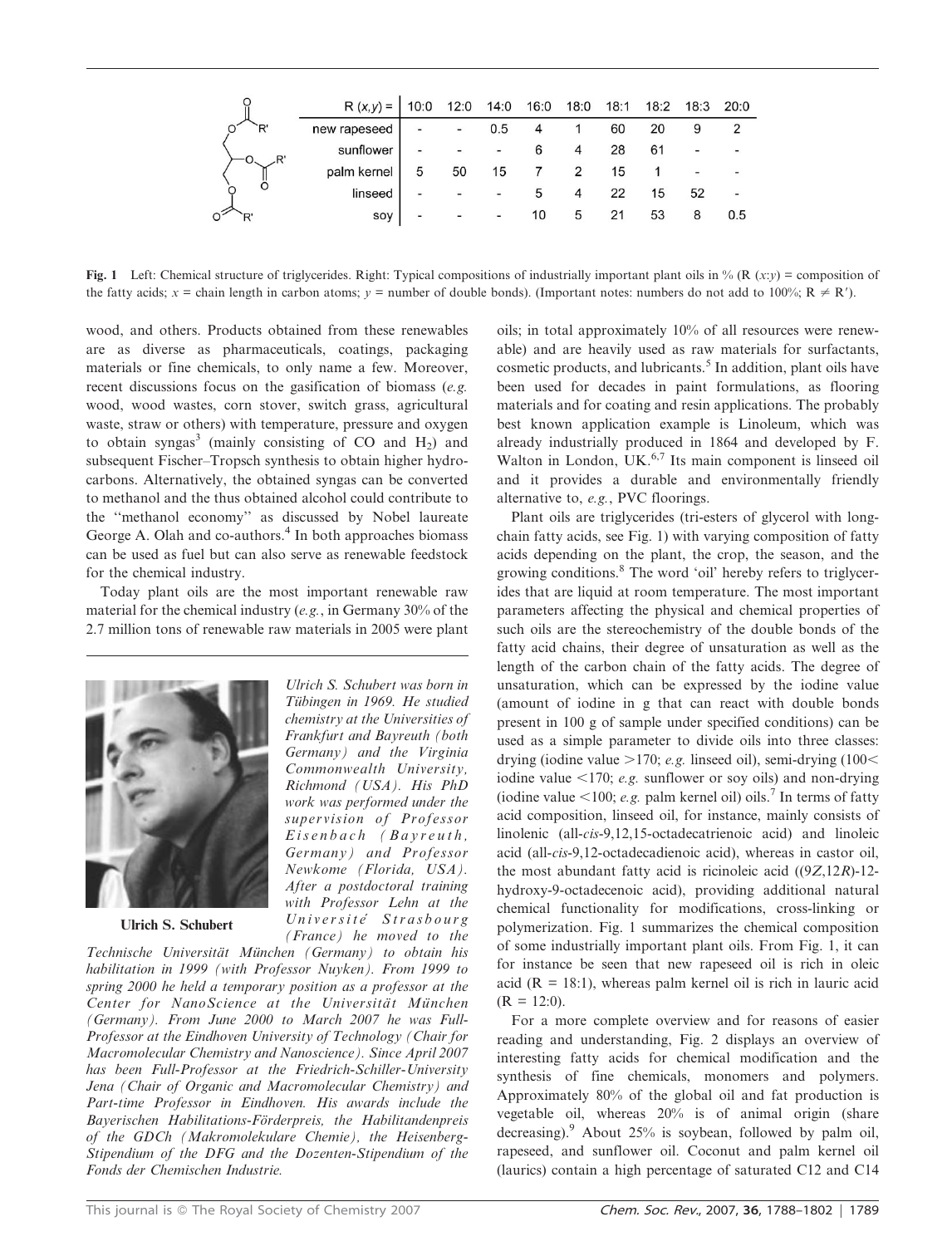| R (x,y) = | 10:0 | 12:0 | 14:0 | 16:0 | 18:0 | 18:1 | 18:2 | 18:3 | 20:0 |
|---|---|---|---|---|---|---|---|---|---|
| new rapeseed | - | - | 0.5 | 4 | 1 | 60 | 20 | 9 | 2 |
| sunflower | - | - | - | 6 | 4 | 28 | 61 | - | - |
| palm kernel | 5 | 50 | 15 | 7 | 2 | 15 | 1 | - | - |
| linseed | - | - | - | 5 | 4 | 22 | 15 | 52 | - |
| soy | - | - | - | 10 | 5 | 21 | 53 | 8 | 0.5 |

**Fig. 1** Left: Chemical structure of triglycerides. Right: Typical compositions of industrially important plant oils in % (R (*x*:*y*) = composition of the fatty acids; *x* = chain length in carbon atoms; *y* = number of double bonds). (Important notes: numbers do not add to 100%; R ≠ R′).

wood, and others. Products obtained from these renewables are as diverse as pharmaceuticals, coatings, packaging materials or fine chemicals, to only name a few. Moreover, recent discussions focus on the gasification of biomass (*e.g.* wood, wood wastes, corn stover, switch grass, agricultural waste, straw or others) with temperature, pressure and oxygen to obtain syngas[3] (mainly consisting of CO and $H_2$) and subsequent Fischer–Tropsch synthesis to obtain higher hydrocarbons. Alternatively, the obtained syngas can be converted to methanol and the thus obtained alcohol could contribute to the "methanol economy" as discussed by Nobel laureate George A. Olah and co-authors.[4] In both approaches biomass can be used as fuel but can also serve as renewable feedstock for the chemical industry.

Today plant oils are the most important renewable raw material for the chemical industry (*e.g.*, in Germany 30% of the 2.7 million tons of renewable raw materials in 2005 were plant oils; in total approximately 10% of all resources were renewable) and are heavily used as raw materials for surfactants, cosmetic products, and lubricants.[5] In addition, plant oils have been used for decades in paint formulations, as flooring materials and for coating and resin applications. The probably best known application example is Linoleum, which was already industrially produced in 1864 and developed by F. Walton in London, UK.[6,7] Its main component is linseed oil and it provides a durable and environmentally friendly alternative to, *e.g.*, PVC floorings.

Plant oils are triglycerides (tri-esters of glycerol with long-chain fatty acids, see Fig. 1) with varying composition of fatty acids depending on the plant, the crop, the season, and the growing conditions.[8] The word 'oil' hereby refers to triglycerides that are liquid at room temperature. The most important parameters affecting the physical and chemical properties of such oils are the stereochemistry of the double bonds of the fatty acid chains, their degree of unsaturation as well as the length of the carbon chain of the fatty acids. The degree of unsaturation, which can be expressed by the iodine value (amount of iodine in g that can react with double bonds present in 100 g of sample under specified conditions) can be used as a simple parameter to divide oils into three classes: drying (iodine value >170; *e.g.* linseed oil), semi-drying (100< iodine value <170; *e.g.* sunflower or soy oils) and non-drying (iodine value <100; *e.g.* palm kernel oil) oils.[7] In terms of fatty acid composition, linseed oil, for instance, mainly consists of linolenic (all-*cis*-9,12,15-octadecatrienoic acid) and linoleic acid (all-*cis*-9,12-octadecadienoic acid), whereas in castor oil, the most abundant fatty acid is ricinoleic acid ((9*Z*,12*R*)-12-hydroxy-9-octadecenoic acid), providing additional natural chemical functionality for modifications, cross-linking or polymerization. Fig. 1 summarizes the chemical composition of some industrially important plant oils. From Fig. 1, it can for instance be seen that new rapeseed oil is rich in oleic acid (R = 18:1), whereas palm kernel oil is rich in lauric acid (R = 12:0).

For a more complete overview and for reasons of easier reading and understanding, Fig. 2 displays an overview of interesting fatty acids for chemical modification and the synthesis of fine chemicals, monomers and polymers. Approximately 80% of the global oil and fat production is vegetable oil, whereas 20% is of animal origin (share decreasing).[9] About 25% is soybean, followed by palm oil, rapeseed, and sunflower oil. Coconut and palm kernel oil (laurics) contain a high percentage of saturated C12 and C14

**Ulrich S. Schubert**

*Ulrich S. Schubert was born in Tübingen in 1969. He studied chemistry at the Universities of Frankfurt and Bayreuth (both Germany) and the Virginia Commonwealth University, Richmond (USA). His PhD work was performed under the supervision of Professor Eisenbach (Bayreuth, Germany) and Professor Newkome (Florida, USA). After a postdoctoral training with Professor Lehn at the Université Strasbourg (France) he moved to the Technische Universität München (Germany) to obtain his habilitation in 1999 (with Professor Nuyken). From 1999 to spring 2000 he held a temporary position as a professor at the Center for NanoScience at the Universität München (Germany). From June 2000 to March 2007 he was Full-Professor at the Eindhoven University of Technology (Chair for Macromolecular Chemistry and Nanoscience). Since April 2007 has been Full-Professor at the Friedrich-Schiller-University Jena (Chair of Organic and Macromolecular Chemistry) and Part-time Professor in Eindhoven. His awards include the Bayerischen Habilitations-Förderpreis, the Habilitandenpreis of the GDCh (Makromolekulare Chemie), the Heisenberg-Stipendium of the DFG and the Dozenten-Stipendium of the Fonds der Chemischen Industrie.*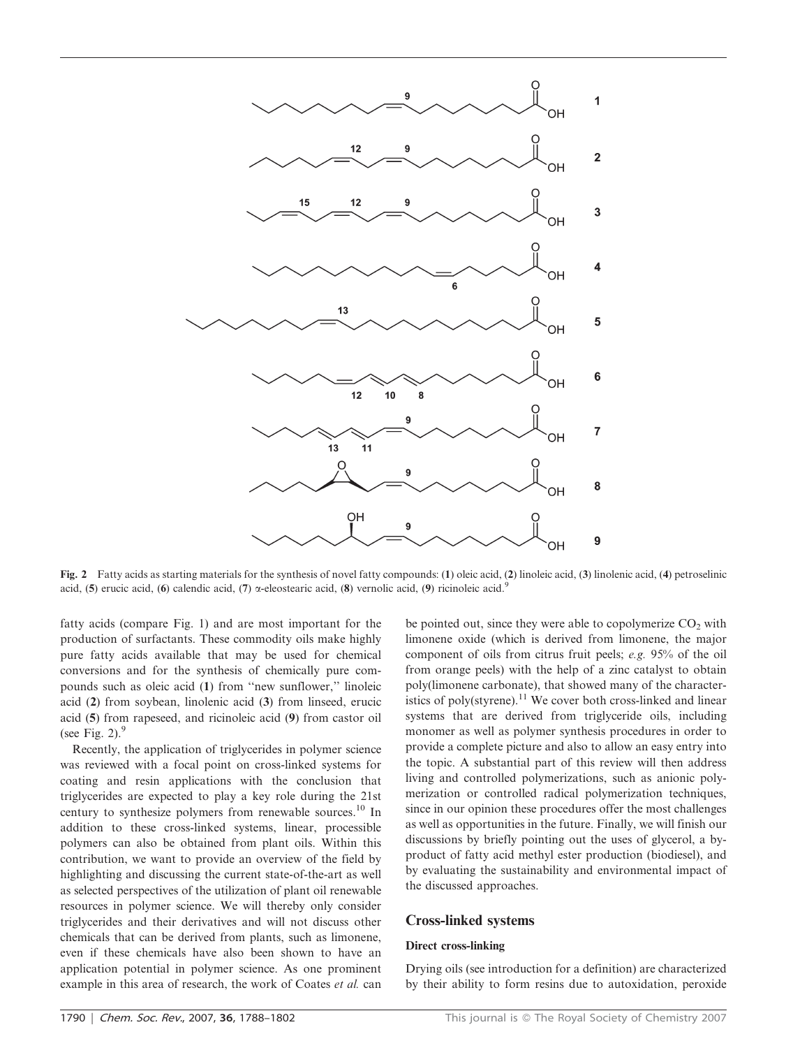**Fig. 2** Fatty acids as starting materials for the synthesis of novel fatty compounds: (**1**) oleic acid, (**2**) linoleic acid, (**3**) linolenic acid, (**4**) petroselinic acid, (**5**) erucic acid, (**6**) calendic acid, (**7**) α-eleostearic acid, (**8**) vernolic acid, (**9**) ricinoleic acid.[9]

fatty acids (compare Fig. 1) and are most important for the production of surfactants. These commodity oils make highly pure fatty acids available that may be used for chemical conversions and for the synthesis of chemically pure compounds such as oleic acid (**1**) from ''new sunflower,'' linoleic acid (**2**) from soybean, linolenic acid (**3**) from linseed, erucic acid (**5**) from rapeseed, and ricinoleic acid (**9**) from castor oil (see Fig. 2).[9]

Recently, the application of triglycerides in polymer science was reviewed with a focal point on cross-linked systems for coating and resin applications with the conclusion that triglycerides are expected to play a key role during the 21st century to synthesize polymers from renewable sources.[10] In addition to these cross-linked systems, linear, processible polymers can also be obtained from plant oils. Within this contribution, we want to provide an overview of the field by highlighting and discussing the current state-of-the-art as well as selected perspectives of the utilization of plant oil renewable resources in polymer science. We will thereby only consider triglycerides and their derivatives and will not discuss other chemicals that can be derived from plants, such as limonene, even if these chemicals have also been shown to have an application potential in polymer science. As one prominent example in this area of research, the work of Coates *et al.* can be pointed out, since they were able to copolymerize $CO_2$ with limonene oxide (which is derived from limonene, the major component of oils from citrus fruit peels; *e.g.* 95% of the oil from orange peels) with the help of a zinc catalyst to obtain poly(limonene carbonate), that showed many of the characteristics of poly(styrene).[11] We cover both cross-linked and linear systems that are derived from triglyceride oils, including monomer as well as polymer synthesis procedures in order to provide a complete picture and also to allow an easy entry into the topic. A substantial part of this review will then address living and controlled polymerizations, such as anionic polymerization or controlled radical polymerization techniques, since in our opinion these procedures offer the most challenges as well as opportunities in the future. Finally, we will finish our discussions by briefly pointing out the uses of glycerol, a by-product of fatty acid methyl ester production (biodiesel), and by evaluating the sustainability and environmental impact of the discussed approaches.

## Cross-linked systems

### Direct cross-linking

Drying oils (see introduction for a definition) are characterized by their ability to form resins due to autoxidation, peroxide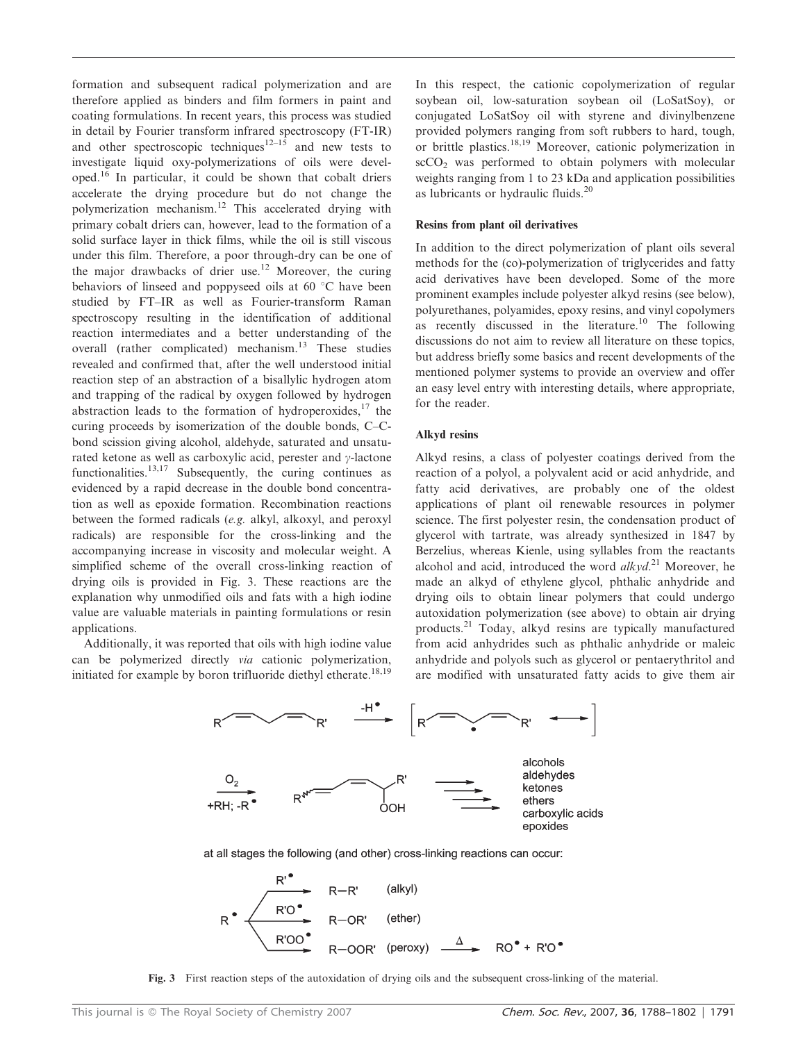formation and subsequent radical polymerization and are therefore applied as binders and film formers in paint and coating formulations. In recent years, this process was studied in detail by Fourier transform infrared spectroscopy (FT-IR) and other spectroscopic techniques[12–15] and new tests to investigate liquid oxy-polymerizations of oils were developed.[16] In particular, it could be shown that cobalt driers accelerate the drying procedure but do not change the polymerization mechanism.[12] This accelerated drying with primary cobalt driers can, however, lead to the formation of a solid surface layer in thick films, while the oil is still viscous under this film. Therefore, a poor through-dry can be one of the major drawbacks of drier use.[12] Moreover, the curing behaviors of linseed and poppyseed oils at 60 °C have been studied by FT–IR as well as Fourier-transform Raman spectroscopy resulting in the identification of additional reaction intermediates and a better understanding of the overall (rather complicated) mechanism.[13] These studies revealed and confirmed that, after the well understood initial reaction step of an abstraction of a bisallylic hydrogen atom and trapping of the radical by oxygen followed by hydrogen abstraction leads to the formation of hydroperoxides,[17] the curing proceeds by isomerization of the double bonds, C–C-bond scission giving alcohol, aldehyde, saturated and unsaturated ketone as well as carboxylic acid, perester and *γ*-lactone functionalities.[13,17] Subsequently, the curing continues as evidenced by a rapid decrease in the double bond concentration as well as epoxide formation. Recombination reactions between the formed radicals (*e.g.* alkyl, alkoxyl, and peroxyl radicals) are responsible for the cross-linking and the accompanying increase in viscosity and molecular weight. A simplified scheme of the overall cross-linking reaction of drying oils is provided in Fig. 3. These reactions are the explanation why unmodified oils and fats with a high iodine value are valuable materials in painting formulations or resin applications.

Additionally, it was reported that oils with high iodine value can be polymerized directly *via* cationic polymerization, initiated for example by boron trifluoride diethyl etherate.[18,19] In this respect, the cationic copolymerization of regular soybean oil, low-saturation soybean oil (LoSatSoy), or conjugated LoSatSoy oil with styrene and divinylbenzene provided polymers ranging from soft rubbers to hard, tough, or brittle plastics.[18,19] Moreover, cationic polymerization in $scCO_2$ was performed to obtain polymers with molecular weights ranging from 1 to 23 kDa and application possibilities as lubricants or hydraulic fluids.[20]

### Resins from plant oil derivatives

In addition to the direct polymerization of plant oils several methods for the (co)-polymerization of triglycerides and fatty acid derivatives have been developed. Some of the more prominent examples include polyester alkyd resins (see below), polyurethanes, polyamides, epoxy resins, and vinyl copolymers as recently discussed in the literature.[10] The following discussions do not aim to review all literature on these topics, but address briefly some basics and recent developments of the mentioned polymer systems to provide an overview and offer an easy level entry with interesting details, where appropriate, for the reader.

### Alkyd resins

Alkyd resins, a class of polyester coatings derived from the reaction of a polyol, a polyvalent acid or acid anhydride, and fatty acid derivatives, are probably one of the oldest applications of plant oil renewable resources in polymer science. The first polyester resin, the condensation product of glycerol with tartrate, was already synthesized in 1847 by Berzelius, whereas Kienle, using syllables from the reactants alcohol and acid, introduced the word *alkyd*.[21] Moreover, he made an alkyd of ethylene glycol, phthalic anhydride and drying oils to obtain linear polymers that could undergo autoxidation polymerization (see above) to obtain air drying products.[21] Today, alkyd resins are typically manufactured from acid anhydrides such as phthalic anhydride or maleic anhydride and polyols such as glycerol or pentaerythritol and are modified with unsaturated fatty acids to give them air

Fig. 3 First reaction steps of the autoxidation of drying oils and the subsequent cross-linking of the material.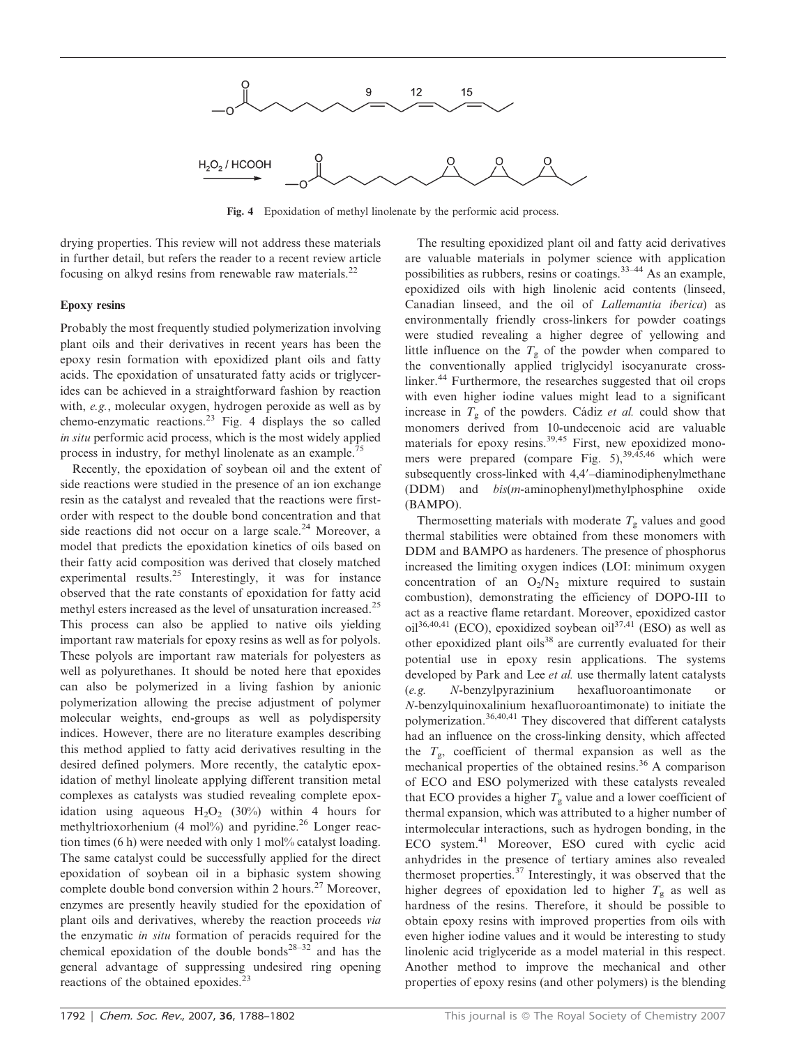$H_2O_2$ / HCOOH

Fig. 4 Epoxidation of methyl linolenate by the performic acid process.

drying properties. This review will not address these materials in further detail, but refers the reader to a recent review article focusing on alkyd resins from renewable raw materials.[22]

### Epoxy resins

Probably the most frequently studied polymerization involving plant oils and their derivatives in recent years has been the epoxy resin formation with epoxidized plant oils and fatty acids. The epoxidation of unsaturated fatty acids or triglycerides can be achieved in a straightforward fashion by reaction with, *e.g.*, molecular oxygen, hydrogen peroxide as well as by chemo-enzymatic reactions.[23] Fig. 4 displays the so called *in situ* performic acid process, which is the most widely applied process in industry, for methyl linolenate as an example.[75]

Recently, the epoxidation of soybean oil and the extent of side reactions were studied in the presence of an ion exchange resin as the catalyst and revealed that the reactions were first-order with respect to the double bond concentration and that side reactions did not occur on a large scale.[24] Moreover, a model that predicts the epoxidation kinetics of oils based on their fatty acid composition was derived that closely matched experimental results.[25] Interestingly, it was for instance observed that the rate constants of epoxidation for fatty acid methyl esters increased as the level of unsaturation increased.[25] This process can also be applied to native oils yielding important raw materials for epoxy resins as well as for polyols. These polyols are important raw materials for polyesters as well as polyurethanes. It should be noted here that epoxides can also be polymerized in a living fashion by anionic polymerization allowing the precise adjustment of polymer molecular weights, end-groups as well as polydispersity indices. However, there are no literature examples describing this method applied to fatty acid derivatives resulting in the desired defined polymers. More recently, the catalytic epoxidation of methyl linoleate applying different transition metal complexes as catalysts was studied revealing complete epoxidation using aqueous $H_2O_2$ (30%) within 4 hours for methyltrioxorhenium (4 mol%) and pyridine.[26] Longer reaction times (6 h) were needed with only 1 mol% catalyst loading. The same catalyst could be successfully applied for the direct epoxidation of soybean oil in a biphasic system showing complete double bond conversion within 2 hours.[27] Moreover, enzymes are presently heavily studied for the epoxidation of plant oils and derivatives, whereby the reaction proceeds *via* the enzymatic *in situ* formation of peracids required for the chemical epoxidation of the double bonds[28–32] and has the general advantage of suppressing undesired ring opening reactions of the obtained epoxides.[23]

The resulting epoxidized plant oil and fatty acid derivatives are valuable materials in polymer science with application possibilities as rubbers, resins or coatings.[33–44] As an example, epoxidized oils with high linolenic acid contents (linseed, Canadian linseed, and the oil of *Lallemantia iberica*) as environmentally friendly cross-linkers for powder coatings were studied revealing a higher degree of yellowing and little influence on the $T_g$ of the powder when compared to the conventionally applied triglycidyl isocyanurate cross-linker.[44] Furthermore, the researches suggested that oil crops with even higher iodine values might lead to a significant increase in $T_g$ of the powders. Cádiz *et al.* could show that monomers derived from 10-undecenoic acid are valuable materials for epoxy resins.[39,45] First, new epoxidized monomers were prepared (compare Fig. 5),[39,45,46] which were subsequently cross-linked with 4,4′–diaminodiphenylmethane (DDM) and *bis*(*m*-aminophenyl)methylphosphine oxide (BAMPO).

Thermosetting materials with moderate $T_g$ values and good thermal stabilities were obtained from these monomers with DDM and BAMPO as hardeners. The presence of phosphorus increased the limiting oxygen indices (LOI: minimum oxygen concentration of an $O_2/N_2$ mixture required to sustain combustion), demonstrating the efficiency of DOPO-III to act as a reactive flame retardant. Moreover, epoxidized castor oil[36,40,41] (ECO), epoxidized soybean oil[37,41] (ESO) as well as other epoxidized plant oils[38] are currently evaluated for their potential use in epoxy resin applications. The systems developed by Park and Lee *et al.* use thermally latent catalysts (*e.g.* N-benzylpyrazinium hexafluoroantimonate or N-benzylquinoxalinium hexafluoroantimonate) to initiate the polymerization.[36,40,41] They discovered that different catalysts had an influence on the cross-linking density, which affected the $T_g$, coefficient of thermal expansion as well as the mechanical properties of the obtained resins.[36] A comparison of ECO and ESO polymerized with these catalysts revealed that ECO provides a higher $T_g$ value and a lower coefficient of thermal expansion, which was attributed to a higher number of intermolecular interactions, such as hydrogen bonding, in the ECO system.[41] Moreover, ESO cured with cyclic acid anhydrides in the presence of tertiary amines also revealed thermoset properties.[37] Interestingly, it was observed that the higher degrees of epoxidation led to higher $T_g$ as well as hardness of the resins. Therefore, it should be possible to obtain epoxy resins with improved properties from oils with even higher iodine values and it would be interesting to study linolenic acid triglyceride as a model material in this respect. Another method to improve the mechanical and other properties of epoxy resins (and other polymers) is the blending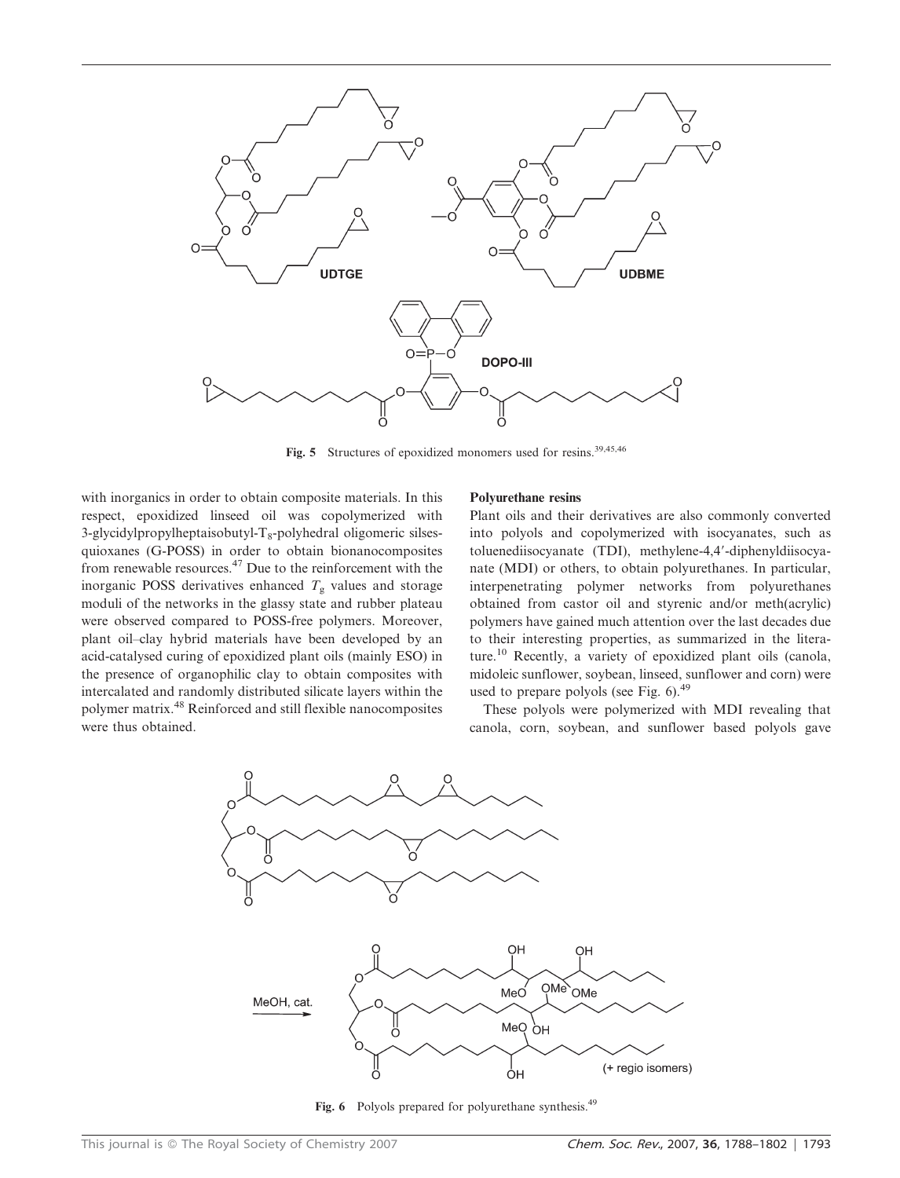Fig. 5 Structures of epoxidized monomers used for resins.[39,45,46]

with inorganics in order to obtain composite materials. In this respect, epoxidized linseed oil was copolymerized with 3-glycidylpropylheptaisobutyl-$T_8$-polyhedral oligomeric silsesquioxanes (G-POSS) in order to obtain bionanocomposites from renewable resources.[47] Due to the reinforcement with the inorganic POSS derivatives enhanced $T_g$ values and storage moduli of the networks in the glassy state and rubber plateau were observed compared to POSS-free polymers. Moreover, plant oil–clay hybrid materials have been developed by an acid-catalysed curing of epoxidized plant oils (mainly ESO) in the presence of organophilic clay to obtain composites with intercalated and randomly distributed silicate layers within the polymer matrix.[48] Reinforced and still flexible nanocomposites were thus obtained.

**Polyurethane resins**

Plant oils and their derivatives are also commonly converted into polyols and copolymerized with isocyanates, such as toluenediisocyanate (TDI), methylene-4,4′-diphenyldiisocyanate (MDI) or others, to obtain polyurethanes. In particular, interpenetrating polymer networks from polyurethanes obtained from castor oil and styrenic and/or meth(acrylic) polymers have gained much attention over the last decades due to their interesting properties, as summarized in the literature.[10] Recently, a variety of epoxidized plant oils (canola, midoleic sunflower, soybean, linseed, sunflower and corn) were used to prepare polyols (see Fig. 6).[49]

These polyols were polymerized with MDI revealing that canola, corn, soybean, and sunflower based polyols gave

Fig. 6 Polyols prepared for polyurethane synthesis.[49]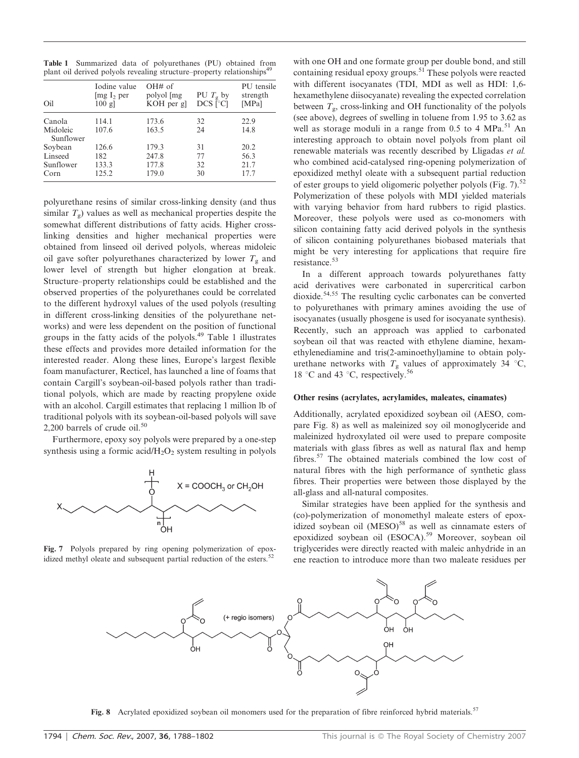**Table 1** Summarized data of polyurethanes (PU) obtained from plant oil derived polyols revealing structure–property relationships[49]

| Oil | Iodine value [mg $I_2$ per 100 g] | OH# of polyol [mg KOH per g] | PU $T_g$ by DSC [°C] | PU tensile strength [MPa] |
|---|---|---|---|---|
| Canola | 114.1 | 173.6 | 32 | 22.9 |
| Midoleic Sunflower | 107.6 | 163.5 | 24 | 14.8 |
| Soybean | 126.6 | 179.3 | 31 | 20.2 |
| Linseed | 182 | 247.8 | 77 | 56.3 |
| Sunflower | 133.3 | 177.8 | 32 | 21.7 |
| Corn | 125.2 | 179.0 | 30 | 17.7 |

polyurethane resins of similar cross-linking density (and thus similar $T_g$) values as well as mechanical properties despite the somewhat different distributions of fatty acids. Higher cross-linking densities and higher mechanical properties were obtained from linseed oil derived polyols, whereas midoleic oil gave softer polyurethanes characterized by lower $T_g$ and lower level of strength but higher elongation at break. Structure–property relationships could be established and the observed properties of the polyurethanes could be correlated to the different hydroxyl values of the used polyols (resulting in different cross-linking densities of the polyurethane networks) and were less dependent on the position of functional groups in the fatty acids of the polyols.[49] Table 1 illustrates these effects and provides more detailed information for the interested reader. Along these lines, Europe's largest flexible foam manufacturer, Recticel, has launched a line of foams that contain Cargill's soybean-oil-based polyols rather than traditional polyols, which are made by reacting propylene oxide with an alcohol. Cargill estimates that replacing 1 million lb of traditional polyols with its soybean-oil-based polyols will save 2,200 barrels of crude oil.[50]

Furthermore, epoxy soy polyols were prepared by a one-step synthesis using a formic acid/$H_2O_2$ system resulting in polyols with one OH and one formate group per double bond, and still containing residual epoxy groups.[51] These polyols were reacted with different isocyanates (TDI, MDI as well as HDI: 1,6-hexamethylene diisocyanate) revealing the expected correlation between $T_g$, cross-linking and OH functionality of the polyols (see above), degrees of swelling in toluene from 1.95 to 3.62 as well as storage moduli in a range from 0.5 to 4 MPa.[51] An interesting approach to obtain novel polyols from plant oil renewable materials was recently described by Lligadas *et al.* who combined acid-catalysed ring-opening polymerization of epoxidized methyl oleate with a subsequent partial reduction of ester groups to yield oligomeric polyether polyols (Fig. 7).[52] Polymerization of these polyols with MDI yielded materials with varying behavior from hard rubbers to rigid plastics. Moreover, these polyols were used as co-monomers with silicon containing fatty acid derived polyols in the synthesis of silicon containing polyurethanes biobased materials that might be very interesting for applications that require fire resistance.[53]

**Fig. 7** Polyols prepared by ring opening polymerization of epoxidized methyl oleate and subsequent partial reduction of the esters.[52]

In a different approach towards polyurethanes fatty acid derivatives were carbonated in supercritical carbon dioxide.[54,55] The resulting cyclic carbonates can be converted to polyurethanes with primary amines avoiding the use of isocyanates (usually phosgene is used for isocyanate synthesis). Recently, such an approach was applied to carbonated soybean oil that was reacted with ethylene diamine, hexamethylenediamine and tris(2-aminoethyl)amine to obtain polyurethane networks with $T_g$ values of approximately 34 °C, 18 °C and 43 °C, respectively.[56]

### Other resins (acrylates, acrylamides, maleates, cinamates)

Additionally, acrylated epoxidized soybean oil (AESO, compare Fig. 8) as well as maleinized soy oil monoglyceride and maleinized hydroxylated oil were used to prepare composite materials with glass fibres as well as natural flax and hemp fibres.[57] The obtained materials combined the low cost of natural fibres with the high performance of synthetic glass fibres. Their properties were between those displayed by the all-glass and all-natural composites.

Similar strategies have been applied for the synthesis and (co)-polymerization of monomethyl maleate esters of epoxidized soybean oil (MESO)[58] as well as cinnamate esters of epoxidized soybean oil (ESOCA).[59] Moreover, soybean oil triglycerides were directly reacted with maleic anhydride in an ene reaction to introduce more than two maleate residues per

**Fig. 8** Acrylated epoxidized soybean oil monomers used for the preparation of fibre reinforced hybrid materials.[57]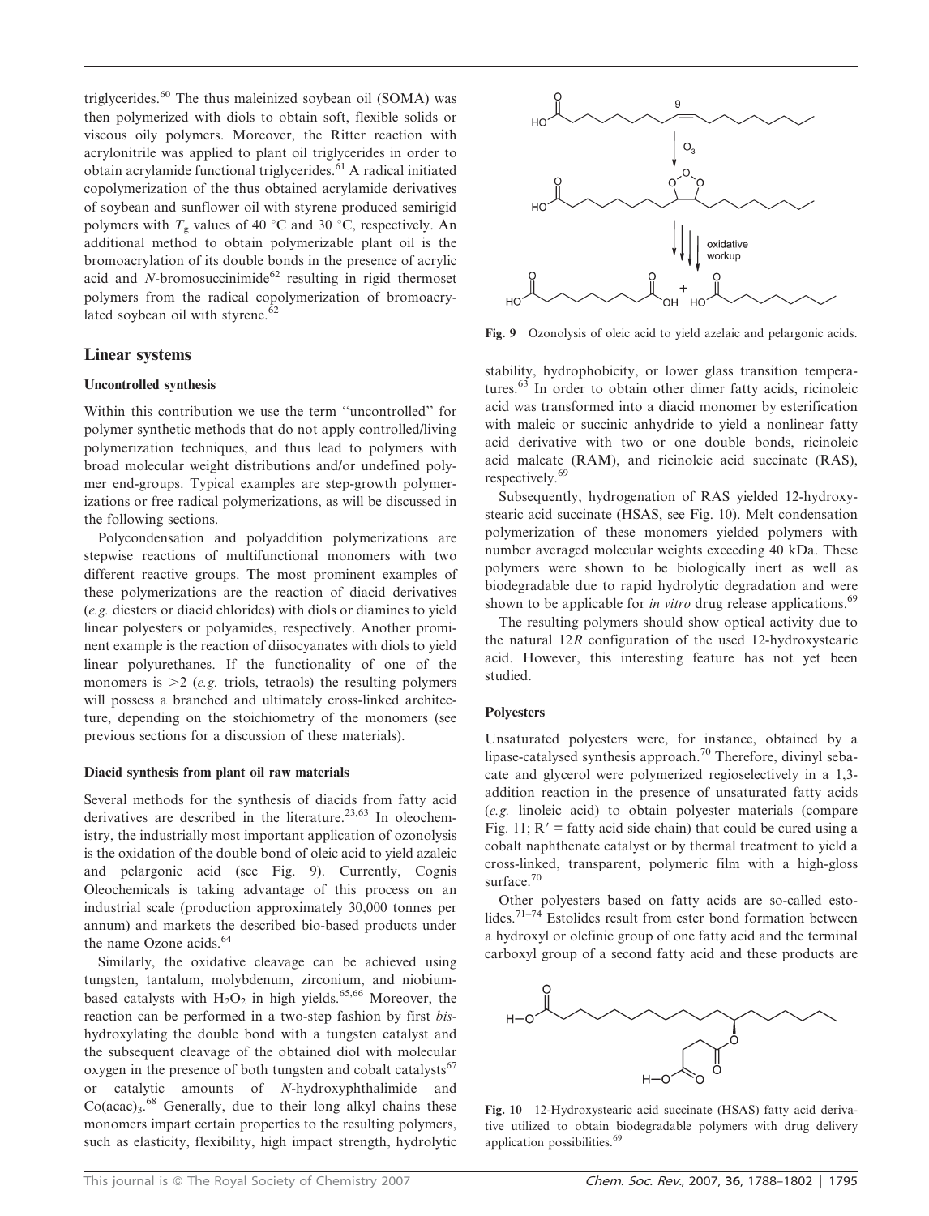triglycerides.[60] The thus maleinized soybean oil (SOMA) was then polymerized with diols to obtain soft, flexible solids or viscous oily polymers. Moreover, the Ritter reaction with acrylonitrile was applied to plant oil triglycerides in order to obtain acrylamide functional triglycerides.[61] A radical initiated copolymerization of the thus obtained acrylamide derivatives of soybean and sunflower oil with styrene produced semirigid polymers with $T_g$ values of 40 °C and 30 °C, respectively. An additional method to obtain polymerizable plant oil is the bromoacrylation of its double bonds in the presence of acrylic acid and *N*-bromosuccinimide[62] resulting in rigid thermoset polymers from the radical copolymerization of bromoacrylated soybean oil with styrene.[62]

## Linear systems

### Uncontrolled synthesis

Within this contribution we use the term ''uncontrolled'' for polymer synthetic methods that do not apply controlled/living polymerization techniques, and thus lead to polymers with broad molecular weight distributions and/or undefined polymer end-groups. Typical examples are step-growth polymerizations or free radical polymerizations, as will be discussed in the following sections.

Polycondensation and polyaddition polymerizations are stepwise reactions of multifunctional monomers with two different reactive groups. The most prominent examples of these polymerizations are the reaction of diacid derivatives (*e.g.* diesters or diacid chlorides) with diols or diamines to yield linear polyesters or polyamides, respectively. Another prominent example is the reaction of diisocyanates with diols to yield linear polyurethanes. If the functionality of one of the monomers is >2 (*e.g.* triols, tetraols) the resulting polymers will possess a branched and ultimately cross-linked architecture, depending on the stoichiometry of the monomers (see previous sections for a discussion of these materials).

### Diacid synthesis from plant oil raw materials

Several methods for the synthesis of diacids from fatty acid derivatives are described in the literature.[23,63] In oleochemistry, the industrially most important application of ozonolysis is the oxidation of the double bond of oleic acid to yield azaleic and pelargonic acid (see Fig. 9). Currently, Cognis Oleochemicals is taking advantage of this process on an industrial scale (production approximately 30,000 tonnes per annum) and markets the described bio-based products under the name Ozone acids.[64]

Similarly, the oxidative cleavage can be achieved using tungsten, tantalum, molybdenum, zirconium, and niobium-based catalysts with $H_2O_2$ in high yields.[65,66] Moreover, the reaction can be performed in a two-step fashion by first *bis*-hydroxylating the double bond with a tungsten catalyst and the subsequent cleavage of the obtained diol with molecular oxygen in the presence of both tungsten and cobalt catalysts[67] or catalytic amounts of *N*-hydroxyphthalimide and $Co(acac)_3$.[68] Generally, due to their long alkyl chains these monomers impart certain properties to the resulting polymers, such as elasticity, flexibility, high impact strength, hydrolytic stability, hydrophobicity, or lower glass transition temperatures.[63] In order to obtain other dimer fatty acids, ricinoleic acid was transformed into a diacid monomer by esterification with maleic or succinic anhydride to yield a nonlinear fatty acid derivative with two or one double bonds, ricinoleic acid maleate (RAM), and ricinoleic acid succinate (RAS), respectively.[69]

Fig. 9 Ozonolysis of oleic acid to yield azelaic and pelargonic acids.

Subsequently, hydrogenation of RAS yielded 12-hydroxystearic acid succinate (HSAS, see Fig. 10). Melt condensation polymerization of these monomers yielded polymers with number averaged molecular weights exceeding 40 kDa. These polymers were shown to be biologically inert as well as biodegradable due to rapid hydrolytic degradation and were shown to be applicable for *in vitro* drug release applications.[69]

The resulting polymers should show optical activity due to the natural 12*R* configuration of the used 12-hydroxystearic acid. However, this interesting feature has not yet been studied.

### Polyesters

Unsaturated polyesters were, for instance, obtained by a lipase-catalysed synthesis approach.[70] Therefore, divinyl sebacate and glycerol were polymerized regioselectively in a 1,3-addition reaction in the presence of unsaturated fatty acids (*e.g.* linoleic acid) to obtain polyester materials (compare Fig. 11; R′ = fatty acid side chain) that could be cured using a cobalt naphthenate catalyst or by thermal treatment to yield a cross-linked, transparent, polymeric film with a high-gloss surface.[70]

Other polyesters based on fatty acids are so-called estolides.[71–74] Estolides result from ester bond formation between a hydroxyl or olefinic group of one fatty acid and the terminal carboxyl group of a second fatty acid and these products are

Fig. 10 12-Hydroxystearic acid succinate (HSAS) fatty acid derivative utilized to obtain biodegradable polymers with drug delivery application possibilities.[69]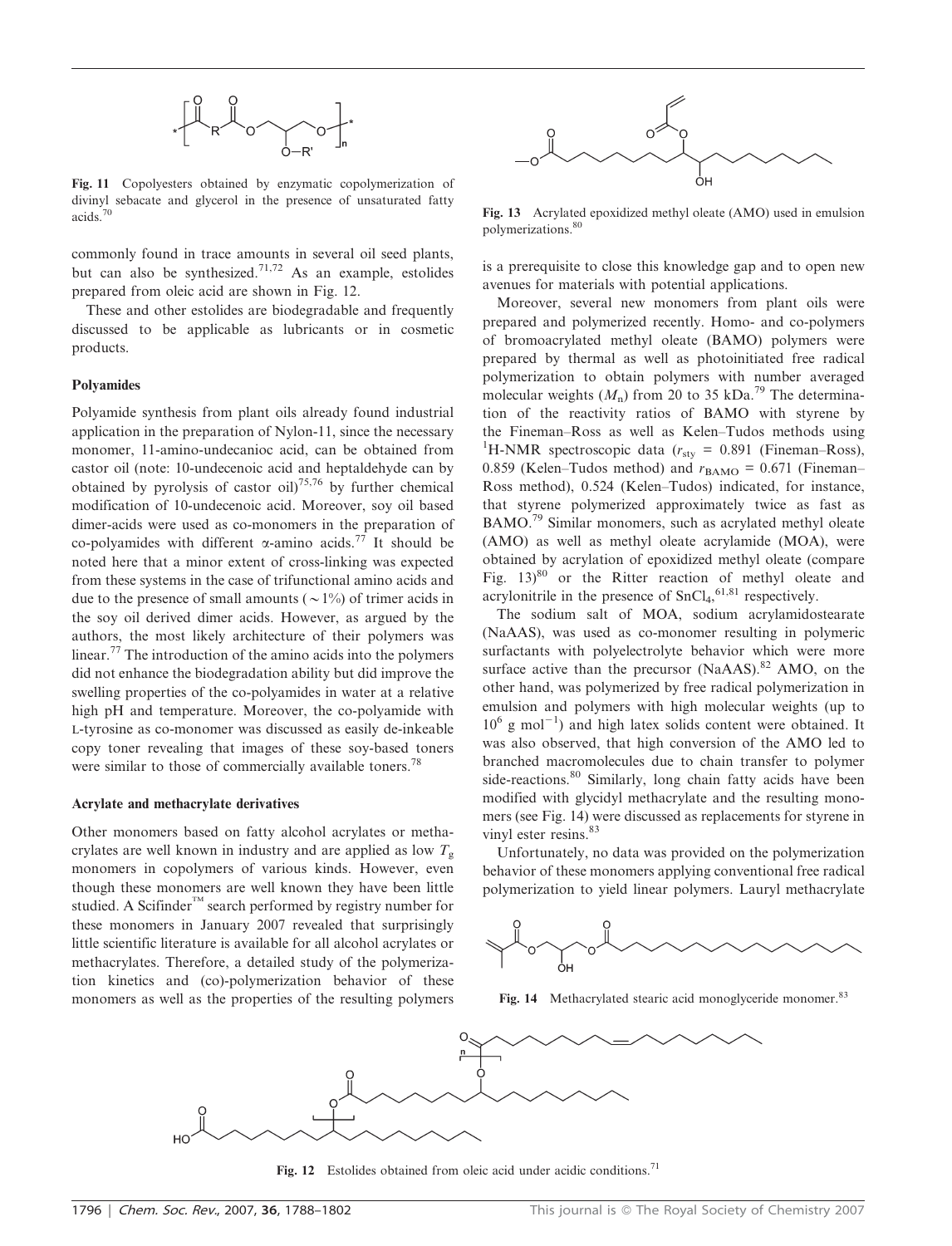Fig. 11 Copolyesters obtained by enzymatic copolymerization of divinyl sebacate and glycerol in the presence of unsaturated fatty acids.[70]

commonly found in trace amounts in several oil seed plants, but can also be synthesized.[71,72] As an example, estolides prepared from oleic acid are shown in Fig. 12.

These and other estolides are biodegradable and frequently discussed to be applicable as lubricants or in cosmetic products.

### Polyamides

Polyamide synthesis from plant oils already found industrial application in the preparation of Nylon-11, since the necessary monomer, 11-amino-undecanioc acid, can be obtained from castor oil (note: 10-undecenoic acid and heptaldehyde can by obtained by pyrolysis of castor oil)[75,76] by further chemical modification of 10-undecenoic acid. Moreover, soy oil based dimer-acids were used as co-monomers in the preparation of co-polyamides with different α-amino acids.[77] It should be noted here that a minor extent of cross-linking was expected from these systems in the case of trifunctional amino acids and due to the presence of small amounts (~1%) of trimer acids in the soy oil derived dimer acids. However, as argued by the authors, the most likely architecture of their polymers was linear.[77] The introduction of the amino acids into the polymers did not enhance the biodegradation ability but did improve the swelling properties of the co-polyamides in water at a relative high pH and temperature. Moreover, the co-polyamide with L-tyrosine as co-monomer was discussed as easily de-inkeable copy toner revealing that images of these soy-based toners were similar to those of commercially available toners.[78]

### Acrylate and methacrylate derivatives

Other monomers based on fatty alcohol acrylates or methacrylates are well known in industry and are applied as low $T_g$ monomers in copolymers of various kinds. However, even though these monomers are well known they have been little studied. A Scifinder™ search performed by registry number for these monomers in January 2007 revealed that surprisingly little scientific literature is available for all alcohol acrylates or methacrylates. Therefore, a detailed study of the polymerization kinetics and (co)-polymerization behavior of these monomers as well as the properties of the resulting polymers is a prerequisite to close this knowledge gap and to open new avenues for materials with potential applications.

Fig. 13 Acrylated epoxidized methyl oleate (AMO) used in emulsion polymerizations.[80]

Moreover, several new monomers from plant oils were prepared and polymerized recently. Homo- and co-polymers of bromoacrylated methyl oleate (BAMO) polymers were prepared by thermal as well as photoinitiated free radical polymerization to obtain polymers with number averaged molecular weights ($M_n$) from 20 to 35 kDa.[79] The determination of the reactivity ratios of BAMO with styrene by the Fineman–Ross as well as Kelen–Tudos methods using $^1$H-NMR spectroscopic data ($r_{sty}$ = 0.891 (Fineman–Ross), 0.859 (Kelen–Tudos method) and $r_{BAMO}$ = 0.671 (Fineman–Ross method), 0.524 (Kelen–Tudos) indicated, for instance, that styrene polymerized approximately twice as fast as BAMO.[79] Similar monomers, such as acrylated methyl oleate (AMO) as well as methyl oleate acrylamide (MOA), were obtained by acrylation of epoxidized methyl oleate (compare Fig. 13)[80] or the Ritter reaction of methyl oleate and acrylonitrile in the presence of $SnCl_4$,[61,81] respectively.

The sodium salt of MOA, sodium acrylamidostearate (NaAAS), was used as co-monomer resulting in polymeric surfactants with polyelectrolyte behavior which were more surface active than the precursor (NaAAS).[82] AMO, on the other hand, was polymerized by free radical polymerization in emulsion and polymers with high molecular weights (up to $10^6$ g mol$^{-1}$) and high latex solids content were obtained. It was also observed, that high conversion of the AMO led to branched macromolecules due to chain transfer to polymer side-reactions.[80] Similarly, long chain fatty acids have been modified with glycidyl methacrylate and the resulting monomers (see Fig. 14) were discussed as replacements for styrene in vinyl ester resins.[83]

Unfortunately, no data was provided on the polymerization behavior of these monomers applying conventional free radical polymerization to yield linear polymers. Lauryl methacrylate

Fig. 14 Methacrylated stearic acid monoglyceride monomer.[83]

Fig. 12 Estolides obtained from oleic acid under acidic conditions.[71]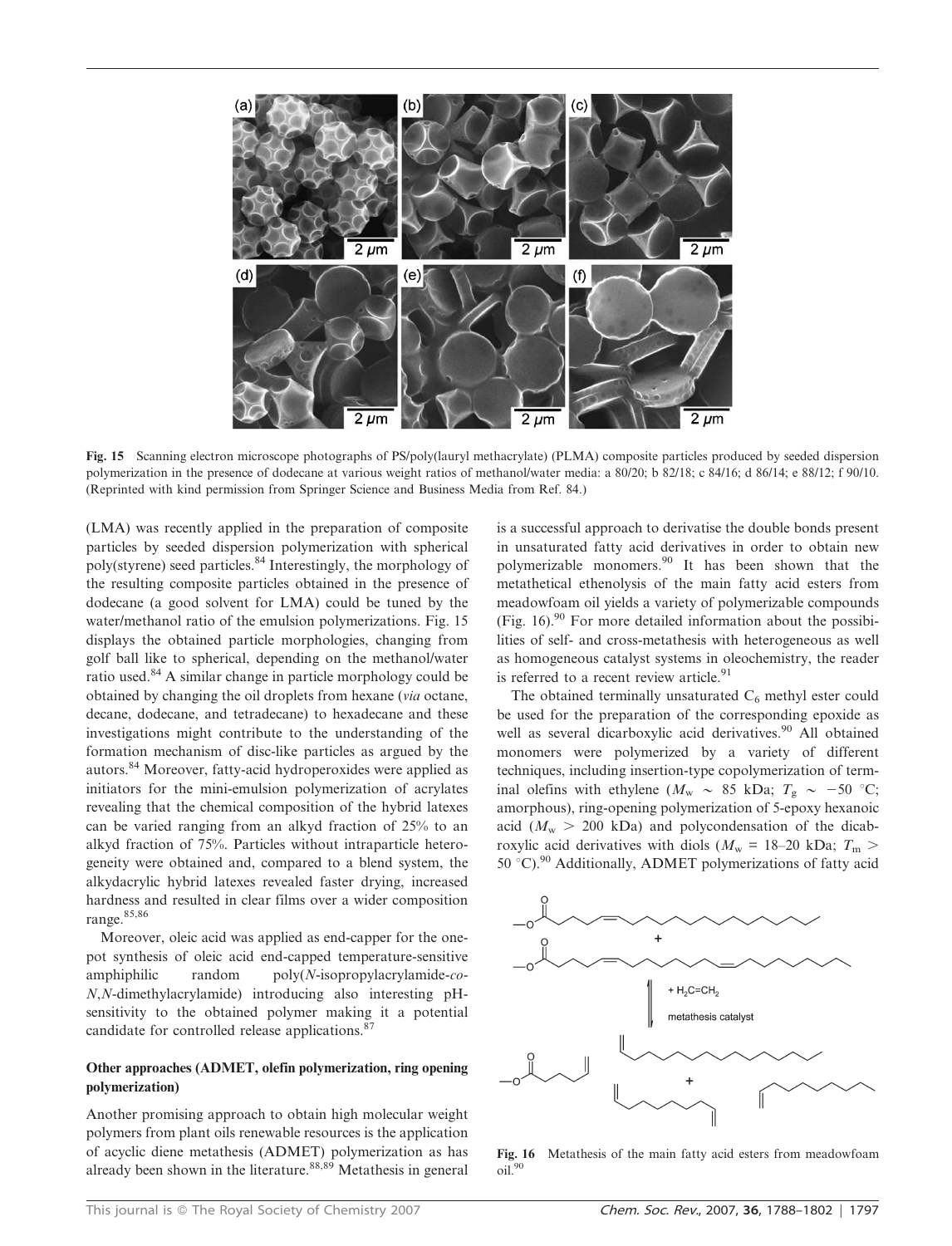**Fig. 15** Scanning electron microscope photographs of PS/poly(lauryl methacrylate) (PLMA) composite particles produced by seeded dispersion polymerization in the presence of dodecane at various weight ratios of methanol/water media: a 80/20; b 82/18; c 84/16; d 86/14; e 88/12; f 90/10. (Reprinted with kind permission from Springer Science and Business Media from Ref. 84.)

(LMA) was recently applied in the preparation of composite particles by seeded dispersion polymerization with spherical poly(styrene) seed particles.[84] Interestingly, the morphology of the resulting composite particles obtained in the presence of dodecane (a good solvent for LMA) could be tuned by the water/methanol ratio of the emulsion polymerizations. Fig. 15 displays the obtained particle morphologies, changing from golf ball like to spherical, depending on the methanol/water ratio used.[84] A similar change in particle morphology could be obtained by changing the oil droplets from hexane (*via* octane, decane, dodecane, and tetradecane) to hexadecane and these investigations might contribute to the understanding of the formation mechanism of disc-like particles as argued by the autors.[84] Moreover, fatty-acid hydroperoxides were applied as initiators for the mini-emulsion polymerization of acrylates revealing that the chemical composition of the hybrid latexes can be varied ranging from an alkyd fraction of 25% to an alkyd fraction of 75%. Particles without intraparticle heterogeneity were obtained and, compared to a blend system, the alkydacrylic hybrid latexes revealed faster drying, increased hardness and resulted in clear films over a wider composition range.[85,86]

Moreover, oleic acid was applied as end-capper for the one-pot synthesis of oleic acid end-capped temperature-sensitive amphiphilic random poly(*N*-isopropylacrylamide-*co*-*N*,*N*-dimethylacrylamide) introducing also interesting pH-sensitivity to the obtained polymer making it a potential candidate for controlled release applications.[87]

### Other approaches (ADMET, olefin polymerization, ring opening polymerization)

Another promising approach to obtain high molecular weight polymers from plant oils renewable resources is the application of acyclic diene metathesis (ADMET) polymerization as has already been shown in the literature.[88,89] Metathesis in general is a successful approach to derivatise the double bonds present in unsaturated fatty acid derivatives in order to obtain new polymerizable monomers.[90] It has been shown that the metathetical ethenolysis of the main fatty acid esters from meadowfoam oil yields a variety of polymerizable compounds (Fig. 16).[90] For more detailed information about the possibilities of self- and cross-metathesis with heterogeneous as well as homogeneous catalyst systems in oleochemistry, the reader is referred to a recent review article.[91]

The obtained terminally unsaturated $C_6$ methyl ester could be used for the preparation of the corresponding epoxide as well as several dicarboxylic acid derivatives.[90] All obtained monomers were polymerized by a variety of different techniques, including insertion-type copolymerization of terminal olefins with ethylene ($M_w$ ~ 85 kDa; $T_g$ ~ −50 °C; amorphous), ring-opening polymerization of 5-epoxy hexanoic acid ($M_w$ > 200 kDa) and polycondensation of the dicabroxylic acid derivatives with diols ($M_w$ = 18–20 kDa; $T_m$ > 50 °C).[90] Additionally, ADMET polymerizations of fatty acid

**Fig. 16** Metathesis of the main fatty acid esters from meadowfoam oil.[90]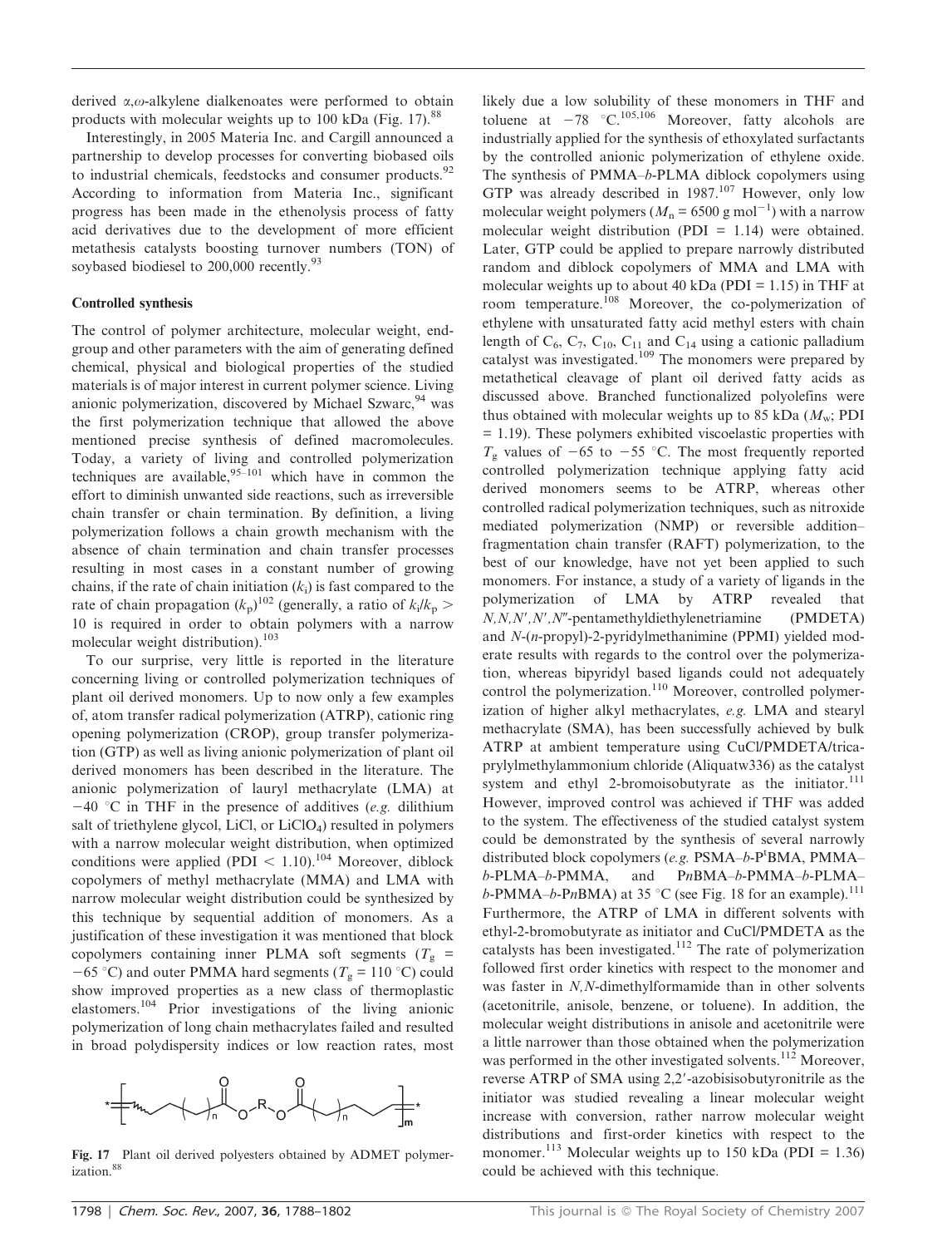derived α,ω-alkylene dialkenoates were performed to obtain products with molecular weights up to 100 kDa (Fig. 17).[88]

Interestingly, in 2005 Materia Inc. and Cargill announced a partnership to develop processes for converting biobased oils to industrial chemicals, feedstocks and consumer products.[92] According to information from Materia Inc., significant progress has been made in the ethenolysis process of fatty acid derivatives due to the development of more efficient metathesis catalysts boosting turnover numbers (TON) of soybased biodiesel to 200,000 recently.[93]

### Controlled synthesis

The control of polymer architecture, molecular weight, end-group and other parameters with the aim of generating defined chemical, physical and biological properties of the studied materials is of major interest in current polymer science. Living anionic polymerization, discovered by Michael Szwarc,[94] was the first polymerization technique that allowed the above mentioned precise synthesis of defined macromolecules. Today, a variety of living and controlled polymerization techniques are available,[95–101] which have in common the effort to diminish unwanted side reactions, such as irreversible chain transfer or chain termination. By definition, a living polymerization follows a chain growth mechanism with the absence of chain termination and chain transfer processes resulting in most cases in a constant number of growing chains, if the rate of chain initiation ($k_i$) is fast compared to the rate of chain propagation ($k_p$)[102] (generally, a ratio of $k_i/k_p > 10$ is required in order to obtain polymers with a narrow molecular weight distribution).[103]

To our surprise, very little is reported in the literature concerning living or controlled polymerization techniques of plant oil derived monomers. Up to now only a few examples of, atom transfer radical polymerization (ATRP), cationic ring opening polymerization (CROP), group transfer polymerization (GTP) as well as living anionic polymerization of plant oil derived monomers has been described in the literature. The anionic polymerization of lauryl methacrylate (LMA) at −40 °C in THF in the presence of additives (*e.g.* dilithium salt of triethylene glycol, LiCl, or $LiClO_4$) resulted in polymers with a narrow molecular weight distribution, when optimized conditions were applied (PDI < 1.10).[104] Moreover, diblock copolymers of methyl methacrylate (MMA) and LMA with narrow molecular weight distribution could be synthesized by this technique by sequential addition of monomers. As a justification of these investigation it was mentioned that block copolymers containing inner PLMA soft segments ($T_g$ = −65 °C) and outer PMMA hard segments ($T_g$ = 110 °C) could show improved properties as a new class of thermoplastic elastomers.[104] Prior investigations of the living anionic polymerization of long chain methacrylates failed and resulted in broad polydispersity indices or low reaction rates, most likely due a low solubility of these monomers in THF and toluene at −78 °C.[105,106] Moreover, fatty alcohols are industrially applied for the synthesis of ethoxylated surfactants by the controlled anionic polymerization of ethylene oxide. The synthesis of PMMA–*b*-PLMA diblock copolymers using GTP was already described in 1987.[107] However, only low molecular weight polymers ($M_n$ = 6500 g $mol^{-1}$) with a narrow molecular weight distribution (PDI = 1.14) were obtained. Later, GTP could be applied to prepare narrowly distributed random and diblock copolymers of MMA and LMA with molecular weights up to about 40 kDa (PDI = 1.15) in THF at room temperature.[108] Moreover, the co-polymerization of ethylene with unsaturated fatty acid methyl esters with chain length of $C_6$, $C_7$, $C_{10}$, $C_{11}$ and $C_{14}$ using a cationic palladium catalyst was investigated.[109] The monomers were prepared by metathetical cleavage of plant oil derived fatty acids as discussed above. Branched functionalized polyolefins were thus obtained with molecular weights up to 85 kDa ($M_w$; PDI = 1.19). These polymers exhibited viscoelastic properties with $T_g$ values of −65 to −55 °C. The most frequently reported controlled polymerization technique applying fatty acid derived monomers seems to be ATRP, whereas other controlled radical polymerization techniques, such as nitroxide mediated polymerization (NMP) or reversible addition–fragmentation chain transfer (RAFT) polymerization, to the best of our knowledge, have not yet been applied to such monomers. For instance, a study of a variety of ligands in the polymerization of LMA by ATRP revealed that *N,N,N′,N′,N″*-pentamethyldiethylenetriamine (PMDETA) and *N*-(*n*-propyl)-2-pyridylmethanimine (PPMI) yielded moderate results with regards to the control over the polymerization, whereas bipyridyl based ligands could not adequately control the polymerization.[110] Moreover, controlled polymerization of higher alkyl methacrylates, *e.g.* LMA and stearyl methacrylate (SMA), has been successfully achieved by bulk ATRP at ambient temperature using CuCl/PMDETA/tricaprylylmethylammonium chloride (Aliquatw336) as the catalyst system and ethyl 2-bromoisobutyrate as the initiator.[111] However, improved control was achieved if THF was added to the system. The effectiveness of the studied catalyst system could be demonstrated by the synthesis of several narrowly distributed block copolymers (*e.g.* PSMA–*b*-P$^t$BMA, PMMA–*b*-PLMA–*b*-PMMA, and P*n*BMA–*b*-PMMA–*b*-PLMA–*b*-PMMA–*b*-P*n*BMA) at 35 °C (see Fig. 18 for an example).[111] Furthermore, the ATRP of LMA in different solvents with ethyl-2-bromobutyrate as initiator and CuCl/PMDETA as the catalysts has been investigated.[112] The rate of polymerization followed first order kinetics with respect to the monomer and was faster in *N,N*-dimethylformamide than in other solvents (acetonitrile, anisole, benzene, or toluene). In addition, the molecular weight distributions in anisole and acetonitrile were a little narrower than those obtained when the polymerization was performed in the other investigated solvents.[112] Moreover, reverse ATRP of SMA using 2,2′-azobisisobutyronitrile as the initiator was studied revealing a linear molecular weight increase with conversion, rather narrow molecular weight distributions and first-order kinetics with respect to the monomer.[113] Molecular weights up to 150 kDa (PDI = 1.36) could be achieved with this technique.

**Fig. 17** Plant oil derived polyesters obtained by ADMET polymerization.[88]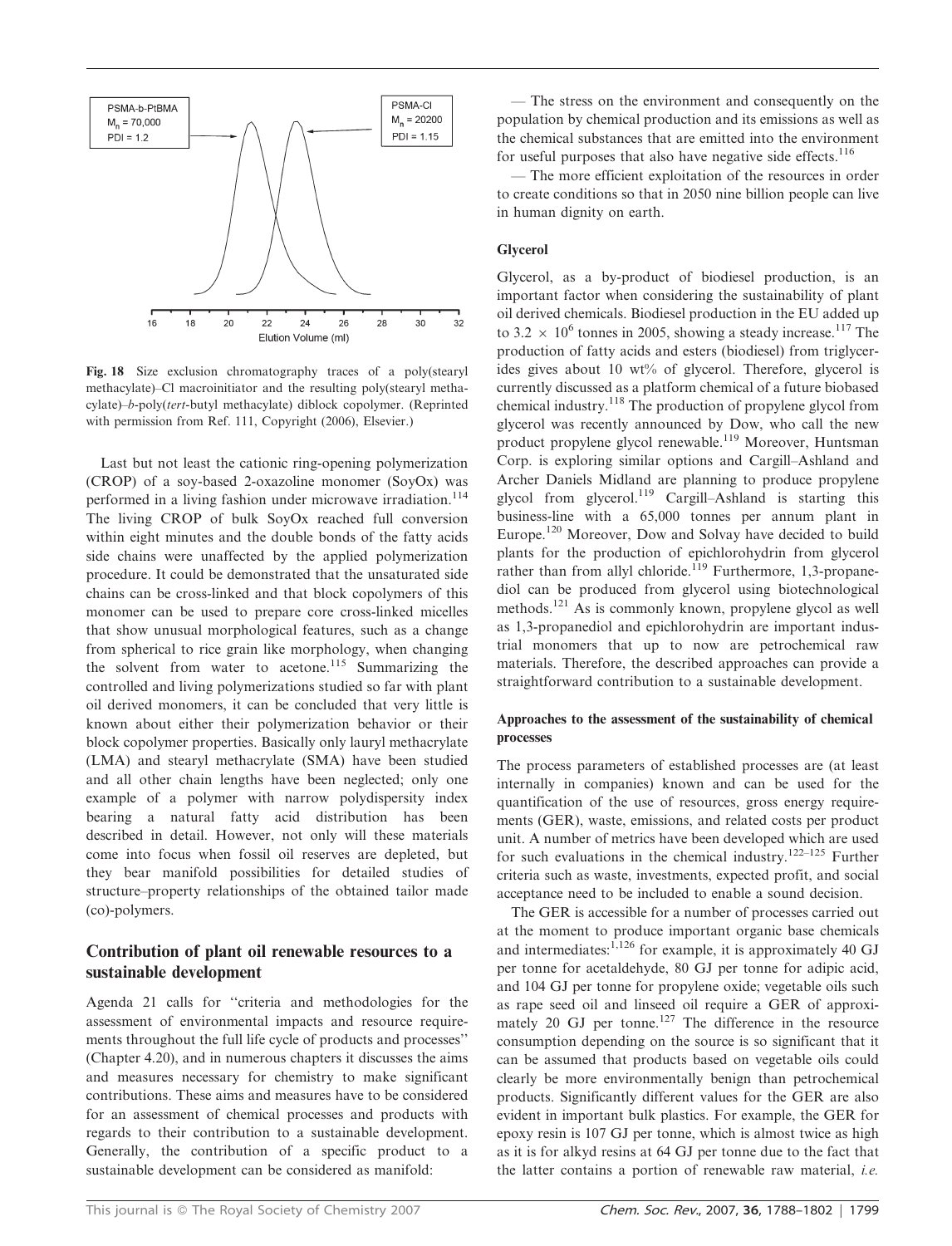Fig. 18 Size exclusion chromatography traces of a poly(stearyl methacylate)–Cl macroinitiator and the resulting poly(stearyl methacylate)–*b*-poly(*tert*-butyl methacylate) diblock copolymer. (Reprinted with permission from Ref. 111, Copyright (2006), Elsevier.)

Last but not least the cationic ring-opening polymerization (CROP) of a soy-based 2-oxazoline monomer (SoyOx) was performed in a living fashion under microwave irradiation.[114] The living CROP of bulk SoyOx reached full conversion within eight minutes and the double bonds of the fatty acids side chains were unaffected by the applied polymerization procedure. It could be demonstrated that the unsaturated side chains can be cross-linked and that block copolymers of this monomer can be used to prepare core cross-linked micelles that show unusual morphological features, such as a change from spherical to rice grain like morphology, when changing the solvent from water to acetone.[115] Summarizing the controlled and living polymerizations studied so far with plant oil derived monomers, it can be concluded that very little is known about either their polymerization behavior or their block copolymer properties. Basically only lauryl methacrylate (LMA) and stearyl methacrylate (SMA) have been studied and all other chain lengths have been neglected; only one example of a polymer with narrow polydispersity index bearing a natural fatty acid distribution has been described in detail. However, not only will these materials come into focus when fossil oil reserves are depleted, but they bear manifold possibilities for detailed studies of structure–property relationships of the obtained tailor made (co)-polymers.

## Contribution of plant oil renewable resources to a sustainable development

Agenda 21 calls for "criteria and methodologies for the assessment of environmental impacts and resource requirements throughout the full life cycle of products and processes" (Chapter 4.20), and in numerous chapters it discusses the aims and measures necessary for chemistry to make significant contributions. These aims and measures have to be considered for an assessment of chemical processes and products with regards to their contribution to a sustainable development. Generally, the contribution of a specific product to a sustainable development can be considered as manifold:

— The stress on the environment and consequently on the population by chemical production and its emissions as well as the chemical substances that are emitted into the environment for useful purposes that also have negative side effects.[116]

— The more efficient exploitation of the resources in order to create conditions so that in 2050 nine billion people can live in human dignity on earth.

### Glycerol

Glycerol, as a by-product of biodiesel production, is an important factor when considering the sustainability of plant oil derived chemicals. Biodiesel production in the EU added up to $3.2 \times 10^6$ tonnes in 2005, showing a steady increase.[117] The production of fatty acids and esters (biodiesel) from triglycerides gives about 10 wt% of glycerol. Therefore, glycerol is currently discussed as a platform chemical of a future biobased chemical industry.[118] The production of propylene glycol from glycerol was recently announced by Dow, who call the new product propylene glycol renewable.[119] Moreover, Huntsman Corp. is exploring similar options and Cargill–Ashland and Archer Daniels Midland are planning to produce propylene glycol from glycerol.[119] Cargill–Ashland is starting this business-line with a 65,000 tonnes per annum plant in Europe.[120] Moreover, Dow and Solvay have decided to build plants for the production of epichlorohydrin from glycerol rather than from allyl chloride.[119] Furthermore, 1,3-propanediol can be produced from glycerol using biotechnological methods.[121] As is commonly known, propylene glycol as well as 1,3-propanediol and epichlorohydrin are important industrial monomers that up to now are petrochemical raw materials. Therefore, the described approaches can provide a straightforward contribution to a sustainable development.

### Approaches to the assessment of the sustainability of chemical processes

The process parameters of established processes are (at least internally in companies) known and can be used for the quantification of the use of resources, gross energy requirements (GER), waste, emissions, and related costs per product unit. A number of metrics have been developed which are used for such evaluations in the chemical industry.[122–125] Further criteria such as waste, investments, expected profit, and social acceptance need to be included to enable a sound decision.

The GER is accessible for a number of processes carried out at the moment to produce important organic base chemicals and intermediates:[1,126] for example, it is approximately 40 GJ per tonne for acetaldehyde, 80 GJ per tonne for adipic acid, and 104 GJ per tonne for propylene oxide; vegetable oils such as rape seed oil and linseed oil require a GER of approximately 20 GJ per tonne.[127] The difference in the resource consumption depending on the source is so significant that it can be assumed that products based on vegetable oils could clearly be more environmentally benign than petrochemical products. Significantly different values for the GER are also evident in important bulk plastics. For example, the GER for epoxy resin is 107 GJ per tonne, which is almost twice as high as it is for alkyd resins at 64 GJ per tonne due to the fact that the latter contains a portion of renewable raw material, *i.e.*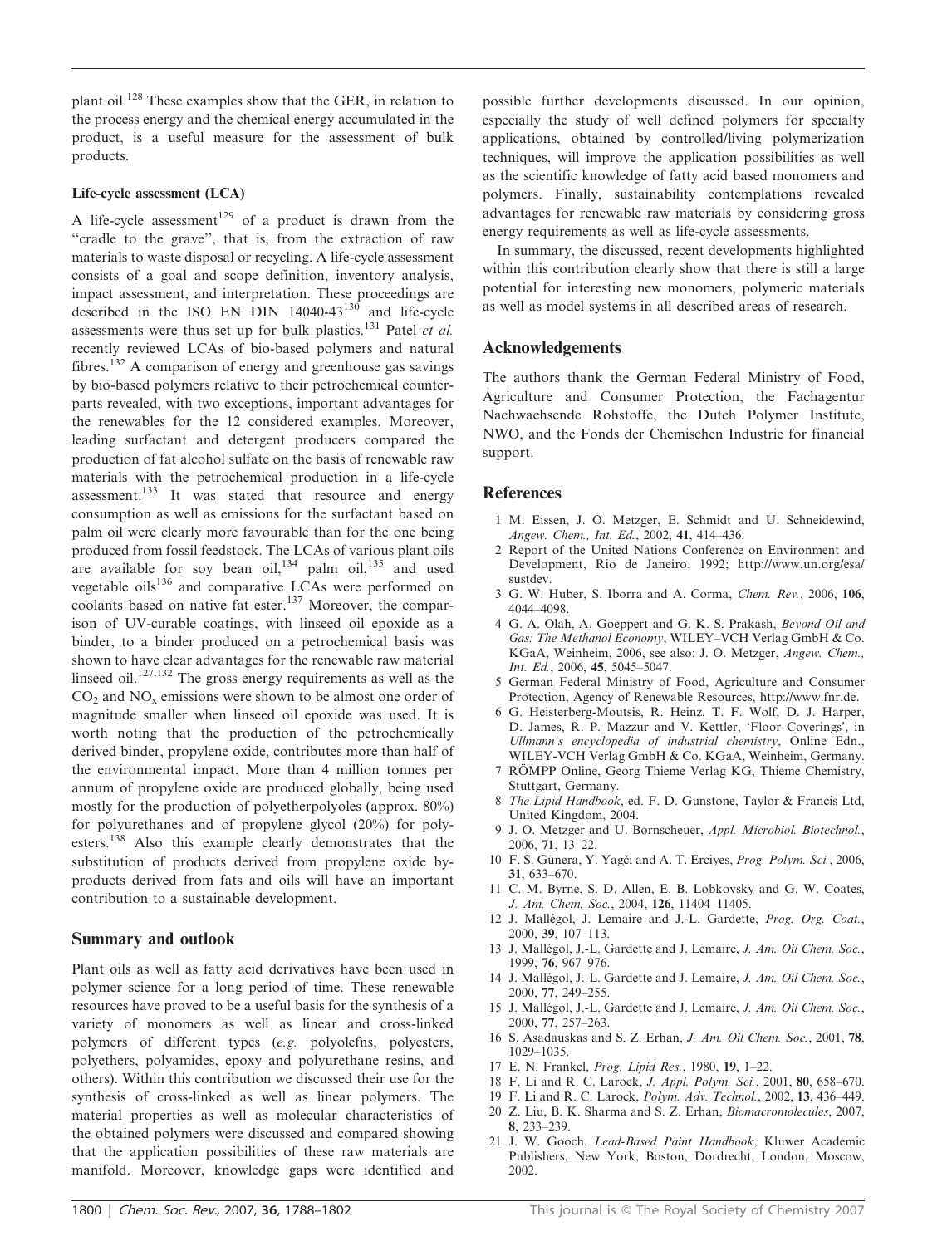plant oil.[128] These examples show that the GER, in relation to the process energy and the chemical energy accumulated in the product, is a useful measure for the assessment of bulk products.

#### Life-cycle assessment (LCA)

A life-cycle assessment[129] of a product is drawn from the "cradle to the grave", that is, from the extraction of raw materials to waste disposal or recycling. A life-cycle assessment consists of a goal and scope definition, inventory analysis, impact assessment, and interpretation. These proceedings are described in the ISO EN DIN 14040-43[130] and life-cycle assessments were thus set up for bulk plastics.[131] Patel *et al.* recently reviewed LCAs of bio-based polymers and natural fibres.[132] A comparison of energy and greenhouse gas savings by bio-based polymers relative to their petrochemical counterparts revealed, with two exceptions, important advantages for the renewables for the 12 considered examples. Moreover, leading surfactant and detergent producers compared the production of fat alcohol sulfate on the basis of renewable raw materials with the petrochemical production in a life-cycle assessment.[133] It was stated that resource and energy consumption as well as emissions for the surfactant based on palm oil were clearly more favourable than for the one being produced from fossil feedstock. The LCAs of various plant oils are available for soy bean oil,[134] palm oil,[135] and used vegetable oils[136] and comparative LCAs were performed on coolants based on native fat ester.[137] Moreover, the comparison of UV-curable coatings, with linseed oil epoxide as a binder, to a binder produced on a petrochemical basis was shown to have clear advantages for the renewable raw material linseed oil.[127,132] The gross energy requirements as well as the $CO_2$ and $NO_x$ emissions were shown to be almost one order of magnitude smaller when linseed oil epoxide was used. It is worth noting that the production of the petrochemically derived binder, propylene oxide, contributes more than half of the environmental impact. More than 4 million tonnes per annum of propylene oxide are produced globally, being used mostly for the production of polyetherpolyoles (approx. 80%) for polyurethanes and of propylene glycol (20%) for polyesters.[138] Also this example clearly demonstrates that the substitution of products derived from propylene oxide by-products derived from fats and oils will have an important contribution to a sustainable development.

## Summary and outlook

Plant oils as well as fatty acid derivatives have been used in polymer science for a long period of time. These renewable resources have proved to be a useful basis for the synthesis of a variety of monomers as well as linear and cross-linked polymers of different types (*e.g.* polyolefns, polyesters, polyethers, polyamides, epoxy and polyurethane resins, and others). Within this contribution we discussed their use for the synthesis of cross-linked as well as linear polymers. The material properties as well as molecular characteristics of the obtained polymers were discussed and compared showing that the application possibilities of these raw materials are manifold. Moreover, knowledge gaps were identified and possible further developments discussed. In our opinion, especially the study of well defined polymers for specialty applications, obtained by controlled/living polymerization techniques, will improve the application possibilities as well as the scientific knowledge of fatty acid based monomers and polymers. Finally, sustainability contemplations revealed advantages for renewable raw materials by considering gross energy requirements as well as life-cycle assessments.

In summary, the discussed, recent developments highlighted within this contribution clearly show that there is still a large potential for interesting new monomers, polymeric materials as well as model systems in all described areas of research.

## Acknowledgements

The authors thank the German Federal Ministry of Food, Agriculture and Consumer Protection, the Fachagentur Nachwachsende Rohstoffe, the Dutch Polymer Institute, NWO, and the Fonds der Chemischen Industrie for financial support.

## References

1 M. Eissen, J. O. Metzger, E. Schmidt and U. Schneidewind, *Angew. Chem., Int. Ed.*, 2002, **41**, 414–436.

2 Report of the United Nations Conference on Environment and Development, Rio de Janeiro, 1992; http://www.un.org/esa/sustdev.

3 G. W. Huber, S. Iborra and A. Corma, *Chem. Rev.*, 2006, **106**, 4044–4098.

4 G. A. Olah, A. Goeppert and G. K. S. Prakash, *Beyond Oil and Gas: The Methanol Economy*, WILEY–VCH Verlag GmbH & Co. KGaA, Weinheim, 2006, see also: J. O. Metzger, *Angew. Chem., Int. Ed.*, 2006, **45**, 5045–5047.

5 German Federal Ministry of Food, Agriculture and Consumer Protection, Agency of Renewable Resources, http://www.fnr.de.

6 G. Heisterberg-Moutsis, R. Heinz, T. F. Wolf, D. J. Harper, D. James, R. P. Mazzur and V. Kettler, 'Floor Coverings', in *Ullmann's encyclopedia of industrial chemistry*, Online Edn., WILEY-VCH Verlag GmbH & Co. KGaA, Weinheim, Germany.

7 RÖMPP Online, Georg Thieme Verlag KG, Thieme Chemistry, Stuttgart, Germany.

8 *The Lipid Handbook*, ed. F. D. Gunstone, Taylor & Francis Ltd, United Kingdom, 2004.

9 J. O. Metzger and U. Bornscheuer, *Appl. Microbiol. Biotechnol.*, 2006, **71**, 13–22.

10 F. S. Günera, Y. Yagčı and A. T. Erciyes, *Prog. Polym. Sci.*, 2006, **31**, 633–670.

11 C. M. Byrne, S. D. Allen, E. B. Lobkovsky and G. W. Coates, *J. Am. Chem. Soc.*, 2004, **126**, 11404–11405.

12 J. Mallégol, J. Lemaire and J.-L. Gardette, *Prog. Org. Coat.*, 2000, **39**, 107–113.

13 J. Mallégol, J.-L. Gardette and J. Lemaire, *J. Am. Oil Chem. Soc.*, 1999, **76**, 967–976.

14 J. Mallégol, J.-L. Gardette and J. Lemaire, *J. Am. Oil Chem. Soc.*, 2000, **77**, 249–255.

15 J. Mallégol, J.-L. Gardette and J. Lemaire, *J. Am. Oil Chem. Soc.*, 2000, **77**, 257–263.

16 S. Asadauskas and S. Z. Erhan, *J. Am. Oil Chem. Soc.*, 2001, **78**, 1029–1035.

17 E. N. Frankel, *Prog. Lipid Res.*, 1980, **19**, 1–22.

18 F. Li and R. C. Larock, *J. Appl. Polym. Sci.*, 2001, **80**, 658–670.

19 F. Li and R. C. Larock, *Polym. Adv. Technol.*, 2002, **13**, 436–449.

20 Z. Liu, B. K. Sharma and S. Z. Erhan, *Biomacromolecules*, 2007, **8**, 233–239.

21 J. W. Gooch, *Lead-Based Paint Handbook*, Kluwer Academic Publishers, New York, Boston, Dordrecht, London, Moscow, 2002.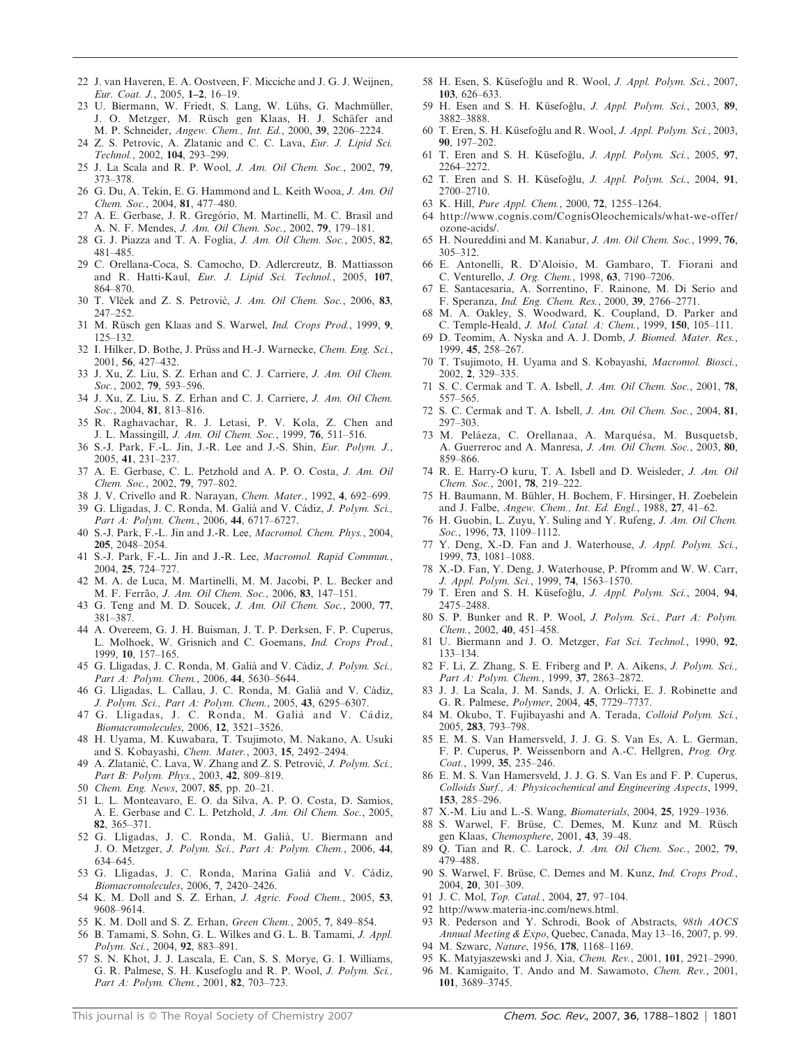22 J. van Haveren, E. A. Oostveen, F. Micciche and J. G. J. Weijnen, *Eur. Coat. J.*, 2005, **1–2**, 16–19.

23 U. Biermann, W. Friedt, S. Lang, W. Lühs, G. Machmüller, J. O. Metzger, M. Rüsch gen Klaas, H. J. Schäfer and M. P. Schneider, *Angew. Chem., Int. Ed.*, 2000, **39**, 2206–2224.

24 Z. S. Petrovic, A. Zlatanic and C. C. Lava, *Eur. J. Lipid Sci. Technol.*, 2002, **104**, 293–299.

25 J. La Scala and R. P. Wool, *J. Am. Oil Chem. Soc.*, 2002, **79**, 373–378.

26 G. Du, A. Tekin, E. G. Hammond and L. Keith Wooa, *J. Am. Oil Chem. Soc.*, 2004, **81**, 477–480.

27 A. E. Gerbase, J. R. Gregório, M. Martinelli, M. C. Brasil and A. N. F. Mendes, *J. Am. Oil Chem. Soc.*, 2002, **79**, 179–181.

28 G. J. Piazza and T. A. Foglia, *J. Am. Oil Chem. Soc.*, 2005, **82**, 481–485.

29 C. Orellana-Coca, S. Camocho, D. Adlercreutz, B. Mattiasson and R. Hatti-Kaul, *Eur. J. Lipid Sci. Technol.*, 2005, **107**, 864–870.

30 T. Vlček and Z. S. Petrović, *J. Am. Oil Chem. Soc.*, 2006, **83**, 247–252.

31 M. Rüsch gen Klaas and S. Warwel, *Ind. Crops Prod.*, 1999, **9**, 125–132.

32 I. Hilker, D. Bothe, J. Prüss and H.-J. Warnecke, *Chem. Eng. Sci.*, 2001, **56**, 427–432.

33 J. Xu, Z. Liu, S. Z. Erhan and C. J. Carriere, *J. Am. Oil Chem. Soc.*, 2002, **79**, 593–596.

34 J. Xu, Z. Liu, S. Z. Erhan and C. J. Carriere, *J. Am. Oil Chem. Soc.*, 2004, **81**, 813–816.

35 R. Raghavachar, R. J. Letasi, P. V. Kola, Z. Chen and J. L. Massingill, *J. Am. Oil Chem. Soc.*, 1999, **76**, 511–516.

36 S.-J. Park, F.-L. Jin, J.-R. Lee and J.-S. Shin, *Eur. Polym. J.*, 2005, **41**, 231–237.

37 A. E. Gerbase, C. L. Petzhold and A. P. O. Costa, *J. Am. Oil Chem. Soc.*, 2002, **79**, 797–802.

38 J. V. Crivello and R. Narayan, *Chem. Mater.*, 1992, **4**, 692–699.

39 G. Lligadas, J. C. Ronda, M. Galià and V. Cádiz, *J. Polym. Sci., Part A: Polym. Chem.*, 2006, **44**, 6717–6727.

40 S.-J. Park, F.-L. Jin and J.-R. Lee, *Macromol. Chem. Phys.*, 2004, **205**, 2048–2054.

41 S.-J. Park, F.-L. Jin and J.-R. Lee, *Macromol. Rapid Commun.*, 2004, **25**, 724–727.

42 M. A. de Luca, M. Martinelli, M. M. Jacobi, P. L. Becker and M. F. Ferrão, *J. Am. Oil Chem. Soc.*, 2006, **83**, 147–151.

43 G. Teng and M. D. Soucek, *J. Am. Oil Chem. Soc.*, 2000, **77**, 381–387.

44 A. Overeem, G. J. H. Buisman, J. T. P. Derksen, F. P. Cuperus, L. Molhoek, W. Grisnich and C. Goemans, *Ind. Crops Prod.*, 1999, **10**, 157–165.

45 G. Lligadas, J. C. Ronda, M. Galià and V. Cádiz, *J. Polym. Sci., Part A: Polym. Chem.*, 2006, **44**, 5630–5644.

46 G. Lligadas, L. Callau, J. C. Ronda, M. Galià and V. Cádiz, *J. Polym. Sci., Part A: Polym. Chem.*, 2005, **43**, 6295–6307.

47 G. Lligadas, J. C. Ronda, M. Galià and V. Cádiz, *Biomacromolecules*, 2006, **12**, 3521–3526.

48 H. Uyama, M. Kuwabara, T. Tsujimoto, M. Nakano, A. Usuki and S. Kobayashi, *Chem. Mater.*, 2003, **15**, 2492–2494.

49 A. Zlatanić, C. Lava, W. Zhang and Z. S. Petrović, *J. Polym. Sci., Part B: Polym. Phys.*, 2003, **42**, 809–819.

50 *Chem. Eng. News*, 2007, **85**, pp. 20–21.

51 L. L. Monteavaro, E. O. da Silva, A. P. O. Costa, D. Samios, A. E. Gerbase and C. L. Petzhold, *J. Am. Oil Chem. Soc.*, 2005, **82**, 365–371.

52 G. Lligadas, J. C. Ronda, M. Galià, U. Biermann and J. O. Metzger, *J. Polym. Sci., Part A: Polym. Chem.*, 2006, **44**, 634–645.

53 G. Lligadas, J. C. Ronda, Marina Galià and V. Cádiz, *Biomacromolecules*, 2006, **7**, 2420–2426.

54 K. M. Doll and S. Z. Erhan, *J. Agric. Food Chem.*, 2005, **53**, 9608–9614.

55 K. M. Doll and S. Z. Erhan, *Green Chem.*, 2005, **7**, 849–854.

56 B. Tamami, S. Sohn, G. L. Wilkes and G. L. B. Tamami, *J. Appl. Polym. Sci.*, 2004, **92**, 883–891.

57 S. N. Khot, J. J. Lascala, E. Can, S. S. Morye, G. I. Williams, G. R. Palmese, S. H. Kusefoglu and R. P. Wool, *J. Polym. Sci., Part A: Polym. Chem.*, 2001, **82**, 703–723.

58 H. Esen, S. Küsefoğlu and R. Wool, *J. Appl. Polym. Sci.*, 2007, **103**, 626–633.

59 H. Esen and S. H. Küsefoğlu, *J. Appl. Polym. Sci.*, 2003, **89**, 3882–3888.

60 T. Eren, S. H. Küsefoğlu and R. Wool, *J. Appl. Polym. Sci.*, 2003, **90**, 197–202.

61 T. Eren and S. H. Küsefoğlu, *J. Appl. Polym. Sci.*, 2005, **97**, 2264–2272.

62 T. Eren and S. H. Küsefoğlu, *J. Appl. Polym. Sci.*, 2004, **91**, 2700–2710.

63 K. Hill, *Pure Appl. Chem.*, 2000, **72**, 1255–1264.

64 http://www.cognis.com/CognisOleochemicals/what-we-offer/ozone-acids/.

65 H. Noureddini and M. Kanabur, *J. Am. Oil Chem. Soc.*, 1999, **76**, 305–312.

66 E. Antonelli, R. D'Aloisio, M. Gambaro, T. Fiorani and C. Venturello, *J. Org. Chem.*, 1998, **63**, 7190–7206.

67 E. Santacesaria, A. Sorrentino, F. Rainone, M. Di Serio and F. Speranza, *Ind. Eng. Chem. Res.*, 2000, **39**, 2766–2771.

68 M. A. Oakley, S. Woodward, K. Coupland, D. Parker and C. Temple-Heald, *J. Mol. Catal. A: Chem.*, 1999, **150**, 105–111.

69 D. Teomim, A. Nyska and A. J. Domb, *J. Biomed. Mater. Res.*, 1999, **45**, 258–267.

70 T. Tsujimoto, H. Uyama and S. Kobayashi, *Macromol. Biosci.*, 2002, **2**, 329–335.

71 S. C. Cermak and T. A. Isbell, *J. Am. Oil Chem. Soc.*, 2001, **78**, 557–565.

72 S. C. Cermak and T. A. Isbell, *J. Am. Oil Chem. Soc.*, 2004, **81**, 297–303.

73 M. Peláeza, C. Orellanaa, A. Marquésa, M. Busquetsb, A. Guerreroc and A. Manresa, *J. Am. Oil Chem. Soc.*, 2003, **80**, 859–866.

74 R. E. Harry-O kuru, T. A. Isbell and D. Weisleder, *J. Am. Oil Chem. Soc.*, 2001, **78**, 219–222.

75 H. Baumann, M. Bühler, H. Bochem, F. Hirsinger, H. Zoebelein and J. Falbe, *Angew. Chem., Int. Ed. Engl.*, 1988, **27**, 41–62.

76 H. Guobin, L. Zuyu, Y. Suling and Y. Rufeng, *J. Am. Oil Chem. Soc.*, 1996, **73**, 1109–1112.

77 Y. Deng, X.-D. Fan and J. Waterhouse, *J. Appl. Polym. Sci.*, 1999, **73**, 1081–1088.

78 X.-D. Fan, Y. Deng, J. Waterhouse, P. Pfromm and W. W. Carr, *J. Appl. Polym. Sci.*, 1999, **74**, 1563–1570.

79 T. Eren and S. H. Küsefoğlu, *J. Appl. Polym. Sci.*, 2004, **94**, 2475–2488.

80 S. P. Bunker and R. P. Wool, *J. Polym. Sci., Part A: Polym. Chem.*, 2002, **40**, 451–458.

81 U. Biermann and J. O. Metzger, *Fat Sci. Technol.*, 1990, **92**, 133–134.

82 F. Li, Z. Zhang, S. E. Friberg and P. A. Aikens, *J. Polym. Sci., Part A: Polym. Chem.*, 1999, **37**, 2863–2872.

83 J. J. La Scala, J. M. Sands, J. A. Orlicki, E. J. Robinette and G. R. Palmese, *Polymer*, 2004, **45**, 7729–7737.

84 M. Okubo, T. Fujibayashi and A. Terada, *Colloid Polym. Sci.*, 2005, **283**, 793–798.

85 E. M. S. Van Hamersveld, J. J. G. S. Van Es, A. L. German, F. P. Cuperus, P. Weissenborn and A.-C. Hellgren, *Prog. Org. Coat.*, 1999, **35**, 235–246.

86 E. M. S. Van Hamersveld, J. J. G. S. Van Es and F. P. Cuperus, *Colloids Surf., A: Physicochemical and Engineering Aspects*, 1999, **153**, 285–296.

87 X.-M. Liu and L.-S. Wang, *Biomaterials*, 2004, **25**, 1929–1936.

88 S. Warwel, F. Brüse, C. Demes, M. Kunz and M. Rüsch gen Klaas, *Chemosphere*, 2001, **43**, 39–48.

89 Q. Tian and R. C. Larock, *J. Am. Oil Chem. Soc.*, 2002, **79**, 479–488.

90 S. Warwel, F. Brüse, C. Demes and M. Kunz, *Ind. Crops Prod.*, 2004, **20**, 301–309.

91 J. C. Mol, *Top. Catal.*, 2004, **27**, 97–104.

92 http://www.materia-inc.com/news.html.

93 R. Pederson and Y. Schrodi, Book of Abstracts, *98th AOCS Annual Meeting & Expo*, Quebec, Canada, May 13–16, 2007, p. 99.

94 M. Szwarc, *Nature*, 1956, **178**, 1168–1169.

95 K. Matyjaszewski and J. Xia, *Chem. Rev.*, 2001, **101**, 2921–2990.

96 M. Kamigaito, T. Ando and M. Sawamoto, *Chem. Rev.*, 2001, **101**, 3689–3745.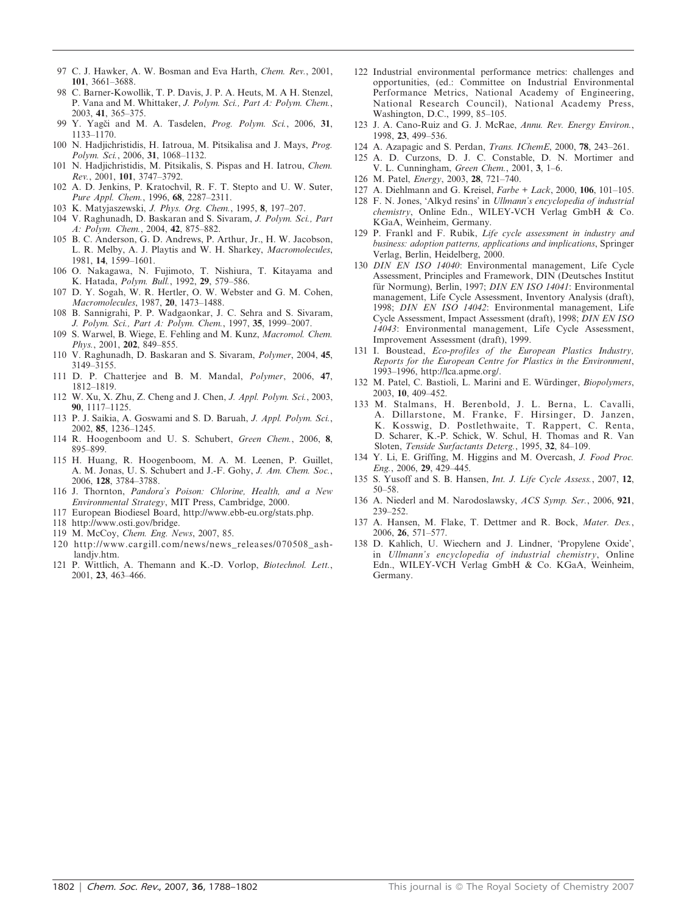97 C. J. Hawker, A. W. Bosman and Eva Harth, *Chem. Rev.*, 2001, **101**, 3661–3688.
98 C. Barner-Kowollik, T. P. Davis, J. P. A. Heuts, M. A H. Stenzel, P. Vana and M. Whittaker, *J. Polym. Sci., Part A: Polym. Chem.*, 2003, **41**, 365–375.
99 Y. Yagči and M. A. Tasdelen, *Prog. Polym. Sci.*, 2006, **31**, 1133–1170.
100 N. Hadjichristidis, H. Iatroua, M. Pitsikalisa and J. Mays, *Prog. Polym. Sci.*, 2006, **31**, 1068–1132.
101 N. Hadjichristidis, M. Pitsikalis, S. Pispas and H. Iatrou, *Chem. Rev.*, 2001, **101**, 3747–3792.
102 A. D. Jenkins, P. Kratochvil, R. F. T. Stepto and U. W. Suter, *Pure Appl. Chem.*, 1996, **68**, 2287–2311.
103 K. Matyjaszewski, *J. Phys. Org. Chem.*, 1995, **8**, 197–207.
104 V. Raghunadh, D. Baskaran and S. Sivaram, *J. Polym. Sci., Part A: Polym. Chem.*, 2004, **42**, 875–882.
105 B. C. Anderson, G. D. Andrews, P. Arthur, Jr., H. W. Jacobson, L. R. Melby, A. J. Playtis and W. H. Sharkey, *Macromolecules*, 1981, **14**, 1599–1601.
106 O. Nakagawa, N. Fujimoto, T. Nishiura, T. Kitayama and K. Hatada, *Polym. Bull.*, 1992, **29**, 579–586.
107 D. Y. Sogah, W. R. Hertler, O. W. Webster and G. M. Cohen, *Macromolecules*, 1987, **20**, 1473–1488.
108 B. Sannigrahi, P. P. Wadgaonkar, J. C. Sehra and S. Sivaram, *J. Polym. Sci., Part A: Polym. Chem.*, 1997, **35**, 1999–2007.
109 S. Warwel, B. Wiege, E. Fehling and M. Kunz, *Macromol. Chem. Phys.*, 2001, **202**, 849–855.
110 V. Raghunadh, D. Baskaran and S. Sivaram, *Polymer*, 2004, **45**, 3149–3155.
111 D. P. Chatterjee and B. M. Mandal, *Polymer*, 2006, **47**, 1812–1819.
112 W. Xu, X. Zhu, Z. Cheng and J. Chen, *J. Appl. Polym. Sci.*, 2003, **90**, 1117–1125.
113 P. J. Saikia, A. Goswami and S. D. Baruah, *J. Appl. Polym. Sci.*, 2002, **85**, 1236–1245.
114 R. Hoogenboom and U. S. Schubert, *Green Chem.*, 2006, **8**, 895–899.
115 H. Huang, R. Hoogenboom, M. A. M. Leenen, P. Guillet, A. M. Jonas, U. S. Schubert and J.-F. Gohy, *J. Am. Chem. Soc.*, 2006, **128**, 3784–3788.
116 J. Thornton, *Pandora's Poison: Chlorine, Health, and a New Environmental Strategy*, MIT Press, Cambridge, 2000.
117 European Biodiesel Board, http://www.ebb-eu.org/stats.php.
118 http://www.osti.gov/bridge.
119 M. McCoy, *Chem. Eng. News*, 2007, 85.
120 http://www.cargill.com/news/news_releases/070508_ashlandjv.htm.
121 P. Wittlich, A. Themann and K.-D. Vorlop, *Biotechnol. Lett.*, 2001, **23**, 463–466.
122 Industrial environmental performance metrics: challenges and opportunities, (ed.: Committee on Industrial Environmental Performance Metrics, National Academy of Engineering, National Research Council), National Academy Press, Washington, D.C., 1999, 85–105.
123 J. A. Cano-Ruiz and G. J. McRae, *Annu. Rev. Energy Environ.*, 1998, **23**, 499–536.
124 A. Azapagic and S. Perdan, *Trans. IChemE*, 2000, **78**, 243–261.
125 A. D. Curzons, D. J. C. Constable, D. N. Mortimer and V. L. Cunningham, *Green Chem.*, 2001, **3**, 1–6.
126 M. Patel, *Energy*, 2003, **28**, 721–740.
127 A. Diehlmann and G. Kreisel, *Farbe + Lack*, 2000, **106**, 101–105.
128 F. N. Jones, 'Alkyd resins' in *Ullmann's encyclopedia of industrial chemistry*, Online Edn., WILEY-VCH Verlag GmbH & Co. KGaA, Weinheim, Germany.
129 P. Frankl and F. Rubik, *Life cycle assessment in industry and business: adoption patterns, applications and implications*, Springer Verlag, Berlin, Heidelberg, 2000.
130 *DIN EN ISO 14040*: Environmental management, Life Cycle Assessment, Principles and Framework, DIN (Deutsches Institut für Normung), Berlin, 1997; *DIN EN ISO 14041*: Environmental management, Life Cycle Assessment, Inventory Analysis (draft), 1998; *DIN EN ISO 14042*: Environmental management, Life Cycle Assessment, Impact Assessment (draft), 1998; *DIN EN ISO 14043*: Environmental management, Life Cycle Assessment, Improvement Assessment (draft), 1999.
131 I. Boustead, *Eco-profiles of the European Plastics Industry, Reports for the European Centre for Plastics in the Environment*, 1993–1996, http://lca.apme.org/.
132 M. Patel, C. Bastioli, L. Marini and E. Würdinger, *Biopolymers*, 2003, **10**, 409–452.
133 M. Stalmans, H. Berenbold, J. L. Berna, L. Cavalli, A. Dillarstone, M. Franke, F. Hirsinger, D. Janzen, K. Kosswig, D. Postlethwaite, T. Rappert, C. Renta, D. Scharer, K.-P. Schick, W. Schul, H. Thomas and R. Van Sloten, *Tenside Surfactants Deterg.*, 1995, **32**, 84–109.
134 Y. Li, E. Griffing, M. Higgins and M. Overcash, *J. Food Proc. Eng.*, 2006, **29**, 429–445.
135 S. Yusoff and S. B. Hansen, *Int. J. Life Cycle Assess.*, 2007, **12**, 50–58.
136 A. Niederl and M. Narodoslawsky, *ACS Symp. Ser.*, 2006, **921**, 239–252.
137 A. Hansen, M. Flake, T. Dettmer and R. Bock, *Mater. Des.*, 2006, **26**, 571–577.
138 D. Kahlich, U. Wiechern and J. Lindner, 'Propylene Oxide', in *Ullmann's encyclopedia of industrial chemistry*, Online Edn., WILEY-VCH Verlag GmbH & Co. KGaA, Weinheim, Germany.